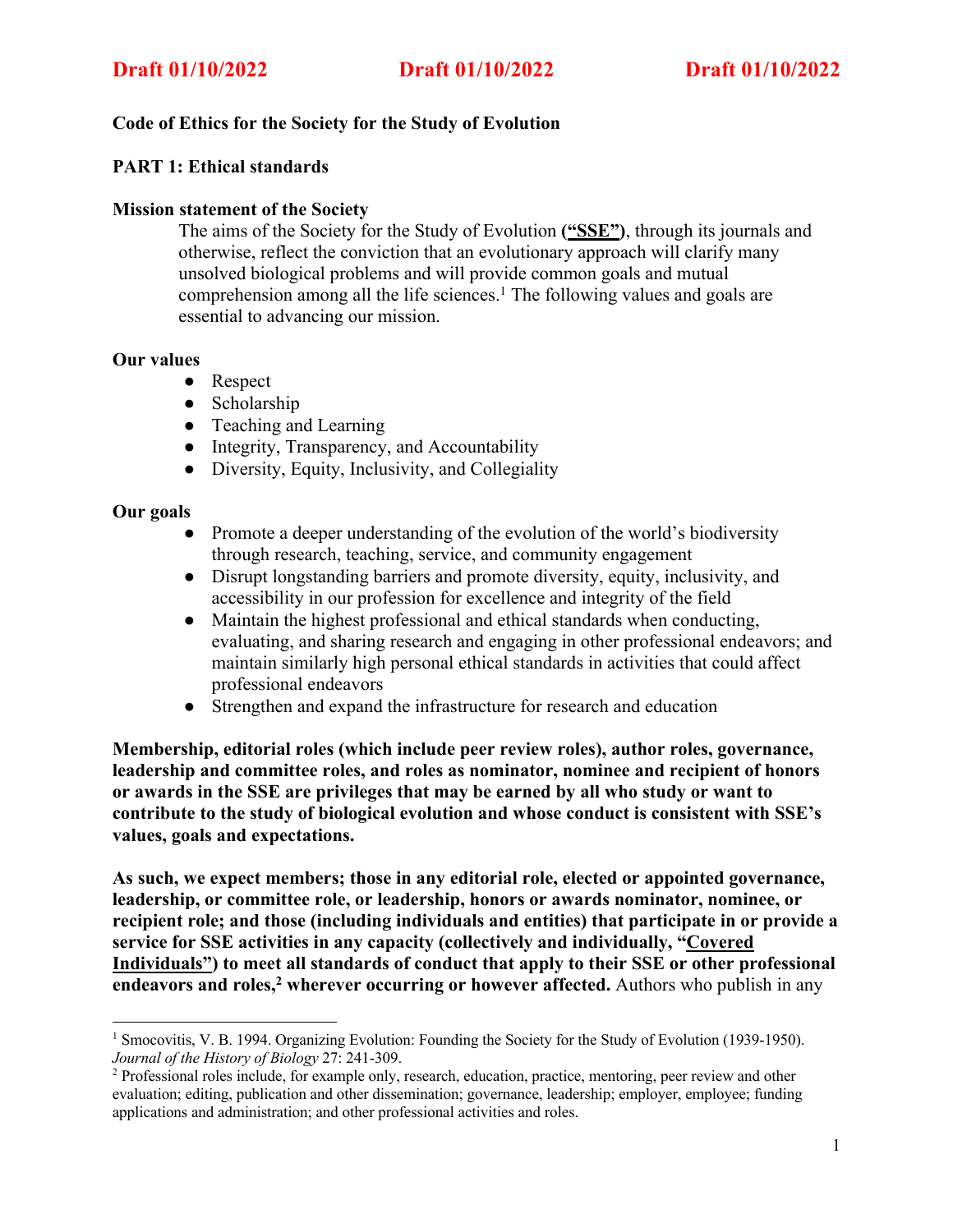**Draft 01/10/2022 Draft 01/10/2022 Draft 01/10/2022**

**Code of Ethics for the Society for the Study of Evolution**

**PART 1: Ethical standards**

**Mission statement of the Society**

The aims of the Society for the Study of Evolution **("SSE")**, through its journals and otherwise, reflect the conviction that an evolutionary approach will clarify many unsolved biological problems and will provide common goals and mutual comprehension among all the life sciences.[1] The following values and goals are essential to advancing our mission.

**Our values**

- Respect
- Scholarship
- Teaching and Learning
- Integrity, Transparency, and Accountability
- Diversity, Equity, Inclusivity, and Collegiality

**Our goals**

- Promote a deeper understanding of the evolution of the world's biodiversity through research, teaching, service, and community engagement
- Disrupt longstanding barriers and promote diversity, equity, inclusivity, and accessibility in our profession for excellence and integrity of the field
- Maintain the highest professional and ethical standards when conducting, evaluating, and sharing research and engaging in other professional endeavors; and maintain similarly high personal ethical standards in activities that could affect professional endeavors
- Strengthen and expand the infrastructure for research and education

**Membership, editorial roles (which include peer review roles), author roles, governance, leadership and committee roles, and roles as nominator, nominee and recipient of honors or awards in the SSE are privileges that may be earned by all who study or want to contribute to the study of biological evolution and whose conduct is consistent with SSE's values, goals and expectations.**

**As such, we expect members; those in any editorial role, elected or appointed governance, leadership, or committee role, or leadership, honors or awards nominator, nominee, or recipient role; and those (including individuals and entities) that participate in or provide a service for SSE activities in any capacity (collectively and individually, "Covered Individuals") to meet all standards of conduct that apply to their SSE or other professional endeavors and roles,[2] wherever occurring or however affected.** Authors who publish in any

[1] Smocovitis, V. B. 1994. Organizing Evolution: Founding the Society for the Study of Evolution (1939-1950). *Journal of the History of Biology* 27: 241-309.

[2] Professional roles include, for example only, research, education, practice, mentoring, peer review and other evaluation; editing, publication and other dissemination; governance, leadership; employer, employee; funding applications and administration; and other professional activities and roles.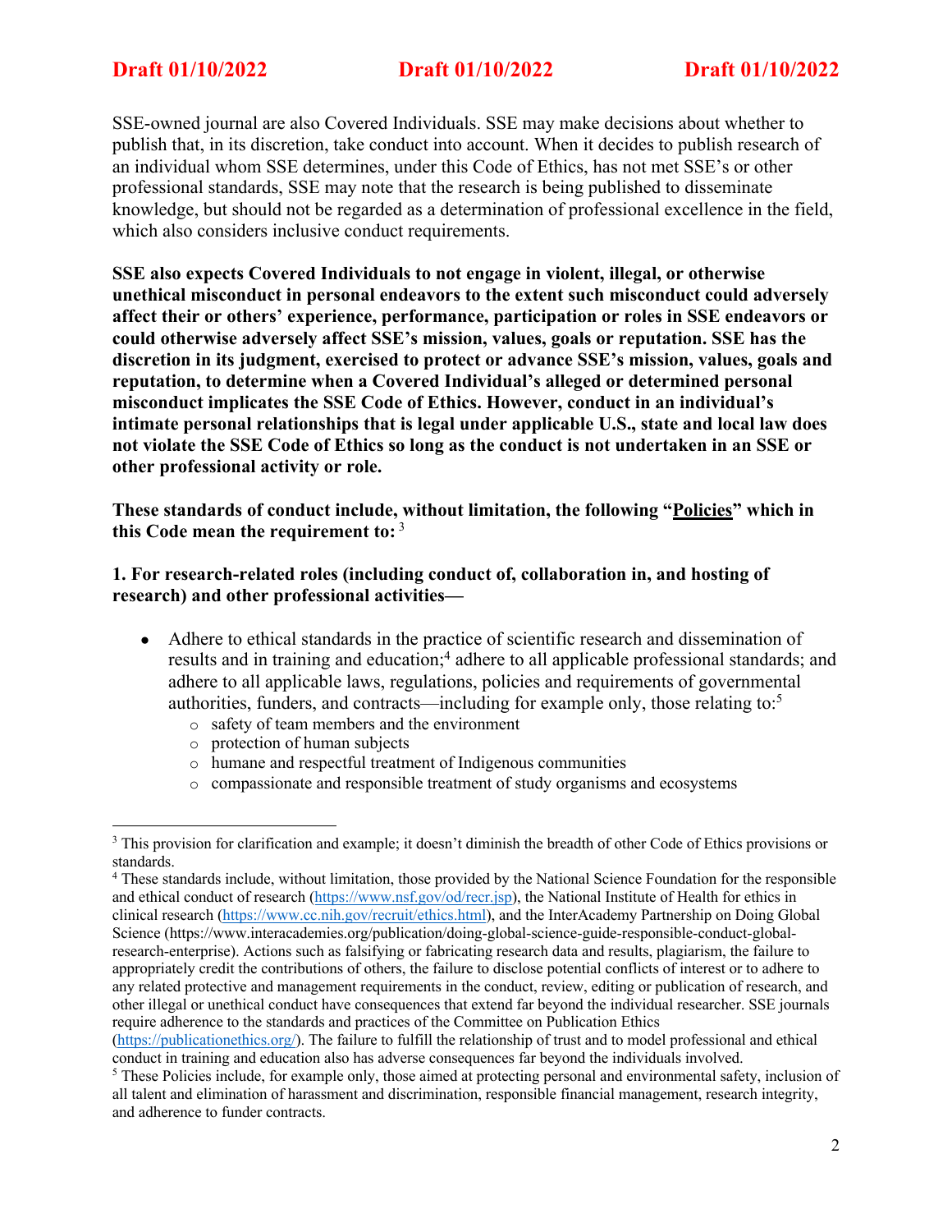SSE-owned journal are also Covered Individuals. SSE may make decisions about whether to publish that, in its discretion, take conduct into account. When it decides to publish research of an individual whom SSE determines, under this Code of Ethics, has not met SSE's or other professional standards, SSE may note that the research is being published to disseminate knowledge, but should not be regarded as a determination of professional excellence in the field, which also considers inclusive conduct requirements.

**SSE also expects Covered Individuals to not engage in violent, illegal, or otherwise unethical misconduct in personal endeavors to the extent such misconduct could adversely affect their or others' experience, performance, participation or roles in SSE endeavors or could otherwise adversely affect SSE's mission, values, goals or reputation. SSE has the discretion in its judgment, exercised to protect or advance SSE's mission, values, goals and reputation, to determine when a Covered Individual's alleged or determined personal misconduct implicates the SSE Code of Ethics. However, conduct in an individual's intimate personal relationships that is legal under applicable U.S., state and local law does not violate the SSE Code of Ethics so long as the conduct is not undertaken in an SSE or other professional activity or role.**

**These standards of conduct include, without limitation, the following "<u>Policies</u>" which in this Code mean the requirement to:** [3]

**1. For research-related roles (including conduct of, collaboration in, and hosting of research) and other professional activities—**

- Adhere to ethical standards in the practice of scientific research and dissemination of results and in training and education;[4] adhere to all applicable professional standards; and adhere to all applicable laws, regulations, policies and requirements of governmental authorities, funders, and contracts—including for example only, those relating to:[5]
  - safety of team members and the environment
  - protection of human subjects
  - humane and respectful treatment of Indigenous communities
  - compassionate and responsible treatment of study organisms and ecosystems

---

[3] This provision for clarification and example; it doesn't diminish the breadth of other Code of Ethics provisions or standards.

[4] These standards include, without limitation, those provided by the National Science Foundation for the responsible and ethical conduct of research (https://www.nsf.gov/od/recr.jsp), the National Institute of Health for ethics in clinical research (https://www.cc.nih.gov/recruit/ethics.html), and the InterAcademy Partnership on Doing Global Science (https://www.interacademies.org/publication/doing-global-science-guide-responsible-conduct-global-research-enterprise). Actions such as falsifying or fabricating research data and results, plagiarism, the failure to appropriately credit the contributions of others, the failure to disclose potential conflicts of interest or to adhere to any related protective and management requirements in the conduct, review, editing or publication of research, and other illegal or unethical conduct have consequences that extend far beyond the individual researcher. SSE journals require adherence to the standards and practices of the Committee on Publication Ethics (https://publicationethics.org/). The failure to fulfill the relationship of trust and to model professional and ethical conduct in training and education also has adverse consequences far beyond the individuals involved.

[5] These Policies include, for example only, those aimed at protecting personal and environmental safety, inclusion of all talent and elimination of harassment and discrimination, responsible financial management, research integrity, and adherence to funder contracts.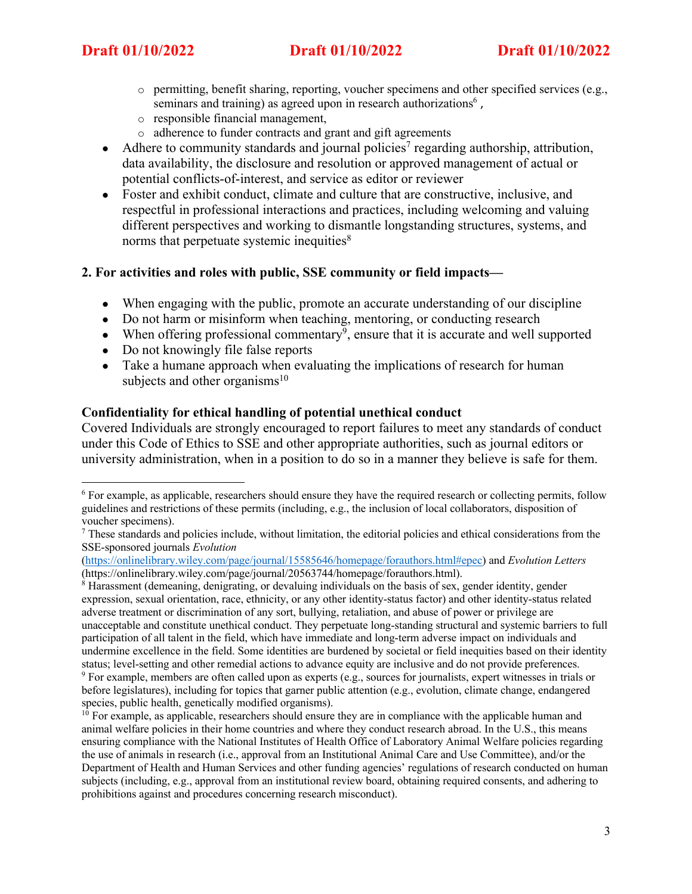- permitting, benefit sharing, reporting, voucher specimens and other specified services (e.g., seminars and training) as agreed upon in research authorizations[6] ,
    - responsible financial management,
    - adherence to funder contracts and grant and gift agreements
- Adhere to community standards and journal policies[7] regarding authorship, attribution, data availability, the disclosure and resolution or approved management of actual or potential conflicts-of-interest, and service as editor or reviewer
- Foster and exhibit conduct, climate and culture that are constructive, inclusive, and respectful in professional interactions and practices, including welcoming and valuing different perspectives and working to dismantle longstanding structures, systems, and norms that perpetuate systemic inequities[8]

**2. For activities and roles with public, SSE community or field impacts—**

- When engaging with the public, promote an accurate understanding of our discipline
- Do not harm or misinform when teaching, mentoring, or conducting research
- When offering professional commentary[9], ensure that it is accurate and well supported
- Do not knowingly file false reports
- Take a humane approach when evaluating the implications of research for human subjects and other organisms[10]

**Confidentiality for ethical handling of potential unethical conduct**

Covered Individuals are strongly encouraged to report failures to meet any standards of conduct under this Code of Ethics to SSE and other appropriate authorities, such as journal editors or university administration, when in a position to do so in a manner they believe is safe for them.

---

[6] For example, as applicable, researchers should ensure they have the required research or collecting permits, follow guidelines and restrictions of these permits (including, e.g., the inclusion of local collaborators, disposition of voucher specimens).

[7] These standards and policies include, without limitation, the editorial policies and ethical considerations from the SSE-sponsored journals *Evolution* (https://onlinelibrary.wiley.com/page/journal/15585646/homepage/forauthors.html#epec) and *Evolution Letters* (https://onlinelibrary.wiley.com/page/journal/20563744/homepage/forauthors.html).

[8] Harassment (demeaning, denigrating, or devaluing individuals on the basis of sex, gender identity, gender expression, sexual orientation, race, ethnicity, or any other identity-status factor) and other identity-status related adverse treatment or discrimination of any sort, bullying, retaliation, and abuse of power or privilege are unacceptable and constitute unethical conduct. They perpetuate long-standing structural and systemic barriers to full participation of all talent in the field, which have immediate and long-term adverse impact on individuals and undermine excellence in the field. Some identities are burdened by societal or field inequities based on their identity status; level-setting and other remedial actions to advance equity are inclusive and do not provide preferences.

[9] For example, members are often called upon as experts (e.g., sources for journalists, expert witnesses in trials or before legislatures), including for topics that garner public attention (e.g., evolution, climate change, endangered species, public health, genetically modified organisms).

[10] For example, as applicable, researchers should ensure they are in compliance with the applicable human and animal welfare policies in their home countries and where they conduct research abroad. In the U.S., this means ensuring compliance with the National Institutes of Health Office of Laboratory Animal Welfare policies regarding the use of animals in research (i.e., approval from an Institutional Animal Care and Use Committee), and/or the Department of Health and Human Services and other funding agencies' regulations of research conducted on human subjects (including, e.g., approval from an institutional review board, obtaining required consents, and adhering to prohibitions against and procedures concerning research misconduct).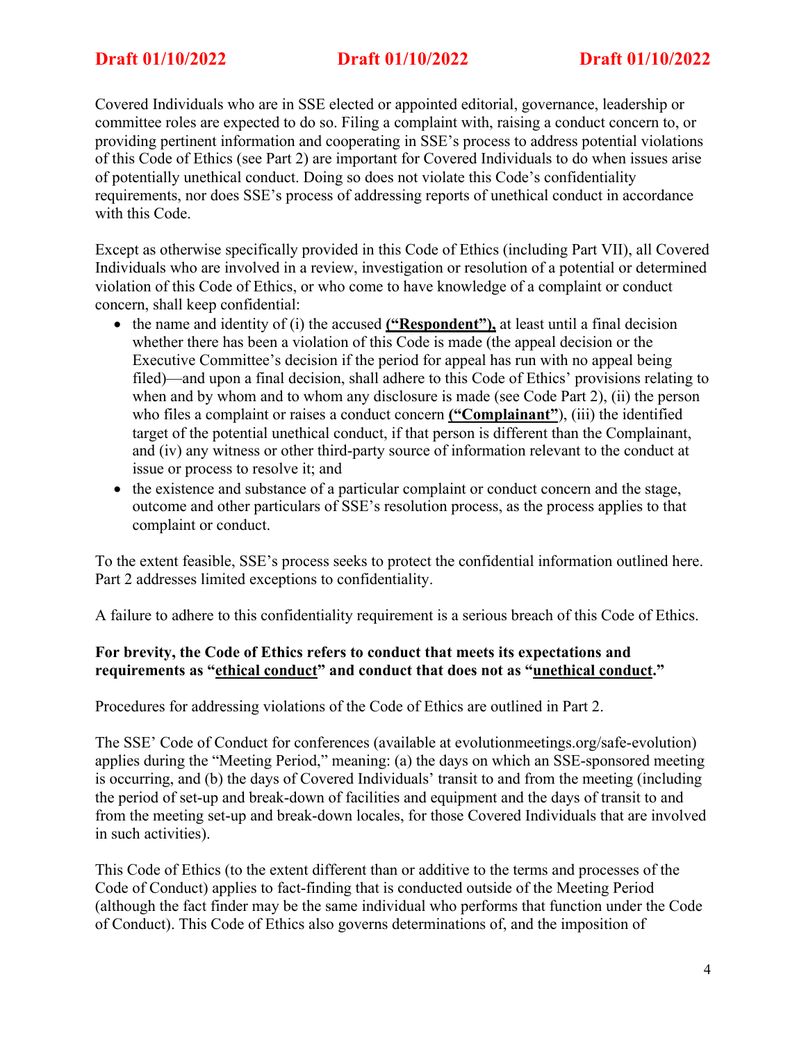Covered Individuals who are in SSE elected or appointed editorial, governance, leadership or committee roles are expected to do so. Filing a complaint with, raising a conduct concern to, or providing pertinent information and cooperating in SSE's process to address potential violations of this Code of Ethics (see Part 2) are important for Covered Individuals to do when issues arise of potentially unethical conduct. Doing so does not violate this Code's confidentiality requirements, nor does SSE's process of addressing reports of unethical conduct in accordance with this Code.

Except as otherwise specifically provided in this Code of Ethics (including Part VII), all Covered Individuals who are involved in a review, investigation or resolution of a potential or determined violation of this Code of Ethics, or who come to have knowledge of a complaint or conduct concern, shall keep confidential:

- the name and identity of (i) the accused **<u>("Respondent"),</u>** at least until a final decision whether there has been a violation of this Code is made (the appeal decision or the Executive Committee's decision if the period for appeal has run with no appeal being filed)—and upon a final decision, shall adhere to this Code of Ethics' provisions relating to when and by whom and to whom any disclosure is made (see Code Part 2), (ii) the person who files a complaint or raises a conduct concern **<u>("Complainant"</u>**), (iii) the identified target of the potential unethical conduct, if that person is different than the Complainant, and (iv) any witness or other third-party source of information relevant to the conduct at issue or process to resolve it; and
- the existence and substance of a particular complaint or conduct concern and the stage, outcome and other particulars of SSE's resolution process, as the process applies to that complaint or conduct.

To the extent feasible, SSE's process seeks to protect the confidential information outlined here. Part 2 addresses limited exceptions to confidentiality.

A failure to adhere to this confidentiality requirement is a serious breach of this Code of Ethics.

**For brevity, the Code of Ethics refers to conduct that meets its expectations and requirements as "<u>ethical conduct</u>" and conduct that does not as "<u>unethical conduct</u>."**

Procedures for addressing violations of the Code of Ethics are outlined in Part 2.

The SSE' Code of Conduct for conferences (available at evolutionmeetings.org/safe-evolution) applies during the "Meeting Period," meaning: (a) the days on which an SSE-sponsored meeting is occurring, and (b) the days of Covered Individuals' transit to and from the meeting (including the period of set-up and break-down of facilities and equipment and the days of transit to and from the meeting set-up and break-down locales, for those Covered Individuals that are involved in such activities).

This Code of Ethics (to the extent different than or additive to the terms and processes of the Code of Conduct) applies to fact-finding that is conducted outside of the Meeting Period (although the fact finder may be the same individual who performs that function under the Code of Conduct). This Code of Ethics also governs determinations of, and the imposition of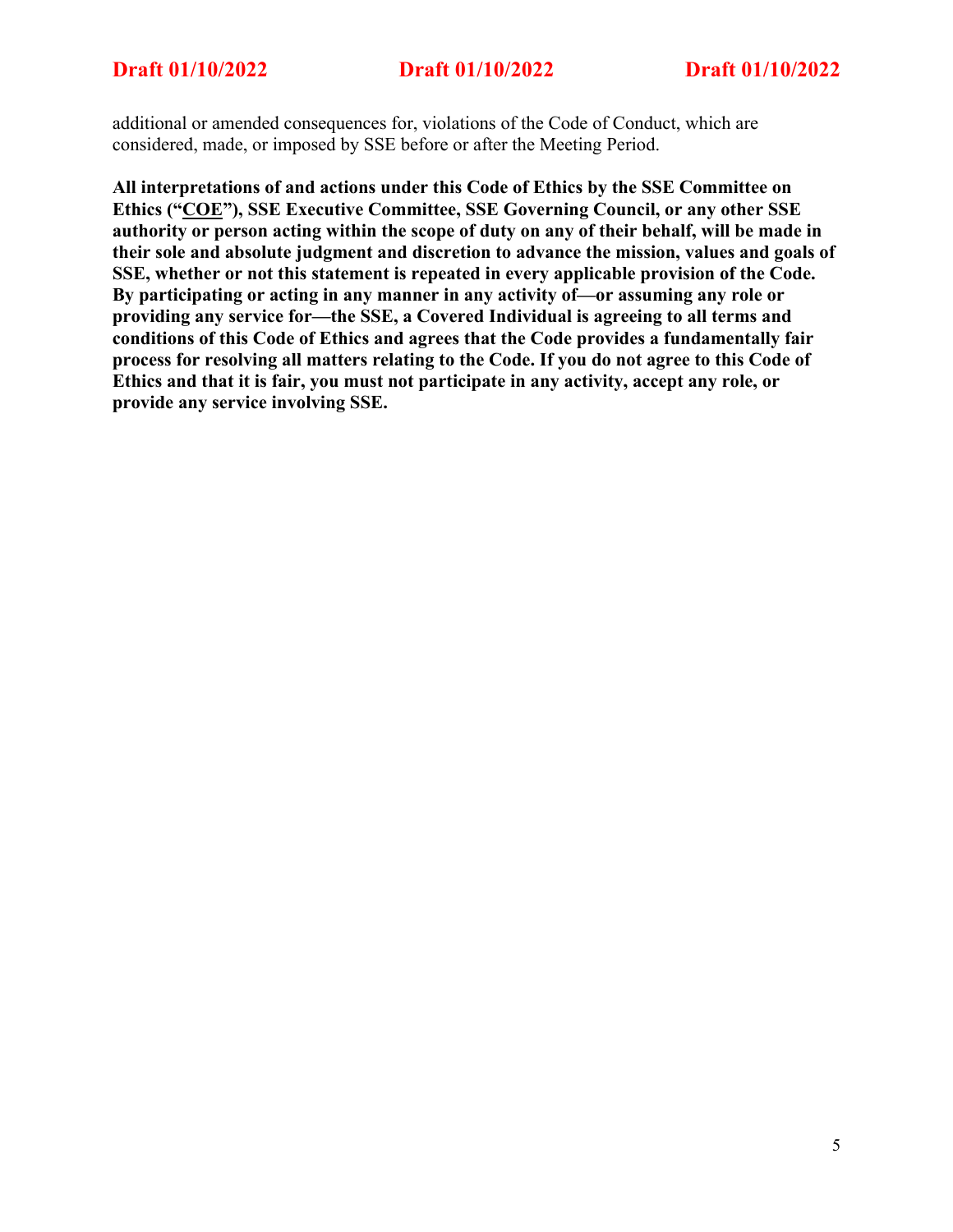additional or amended consequences for, violations of the Code of Conduct, which are considered, made, or imposed by SSE before or after the Meeting Period.

**All interpretations of and actions under this Code of Ethics by the SSE Committee on Ethics ("COE"), SSE Executive Committee, SSE Governing Council, or any other SSE authority or person acting within the scope of duty on any of their behalf, will be made in their sole and absolute judgment and discretion to advance the mission, values and goals of SSE, whether or not this statement is repeated in every applicable provision of the Code. By participating or acting in any manner in any activity of—or assuming any role or providing any service for—the SSE, a Covered Individual is agreeing to all terms and conditions of this Code of Ethics and agrees that the Code provides a fundamentally fair process for resolving all matters relating to the Code. If you do not agree to this Code of Ethics and that it is fair, you must not participate in any activity, accept any role, or provide any service involving SSE.**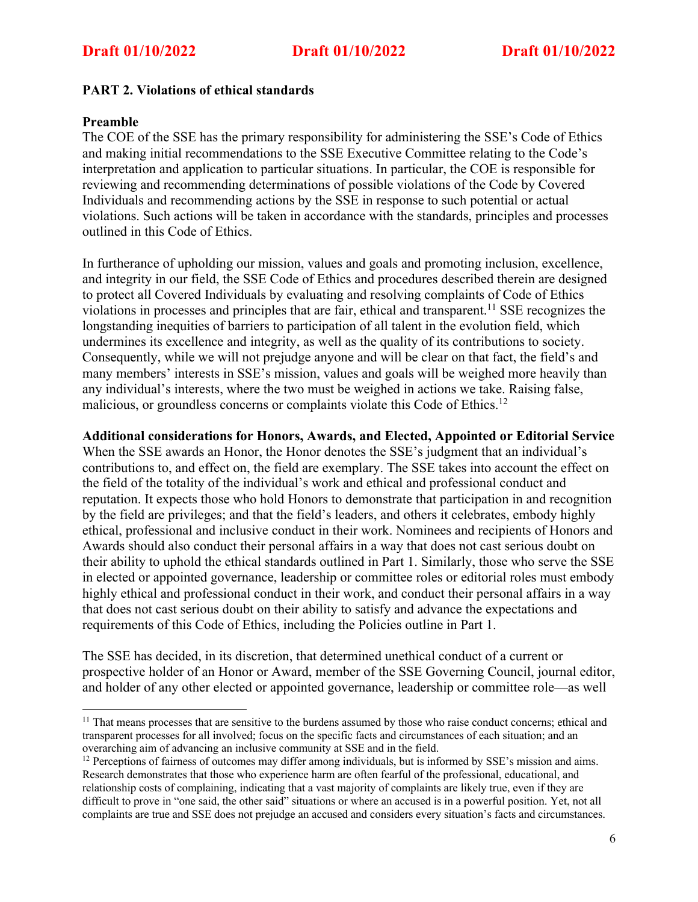**PART 2. Violations of ethical standards**

**Preamble**

The COE of the SSE has the primary responsibility for administering the SSE's Code of Ethics and making initial recommendations to the SSE Executive Committee relating to the Code's interpretation and application to particular situations. In particular, the COE is responsible for reviewing and recommending determinations of possible violations of the Code by Covered Individuals and recommending actions by the SSE in response to such potential or actual violations. Such actions will be taken in accordance with the standards, principles and processes outlined in this Code of Ethics.

In furtherance of upholding our mission, values and goals and promoting inclusion, excellence, and integrity in our field, the SSE Code of Ethics and procedures described therein are designed to protect all Covered Individuals by evaluating and resolving complaints of Code of Ethics violations in processes and principles that are fair, ethical and transparent.[11] SSE recognizes the longstanding inequities of barriers to participation of all talent in the evolution field, which undermines its excellence and integrity, as well as the quality of its contributions to society. Consequently, while we will not prejudge anyone and will be clear on that fact, the field's and many members' interests in SSE's mission, values and goals will be weighed more heavily than any individual's interests, where the two must be weighed in actions we take. Raising false, malicious, or groundless concerns or complaints violate this Code of Ethics.[12]

**Additional considerations for Honors, Awards, and Elected, Appointed or Editorial Service**

When the SSE awards an Honor, the Honor denotes the SSE's judgment that an individual's contributions to, and effect on, the field are exemplary. The SSE takes into account the effect on the field of the totality of the individual's work and ethical and professional conduct and reputation. It expects those who hold Honors to demonstrate that participation in and recognition by the field are privileges; and that the field's leaders, and others it celebrates, embody highly ethical, professional and inclusive conduct in their work. Nominees and recipients of Honors and Awards should also conduct their personal affairs in a way that does not cast serious doubt on their ability to uphold the ethical standards outlined in Part 1. Similarly, those who serve the SSE in elected or appointed governance, leadership or committee roles or editorial roles must embody highly ethical and professional conduct in their work, and conduct their personal affairs in a way that does not cast serious doubt on their ability to satisfy and advance the expectations and requirements of this Code of Ethics, including the Policies outline in Part 1.

The SSE has decided, in its discretion, that determined unethical conduct of a current or prospective holder of an Honor or Award, member of the SSE Governing Council, journal editor, and holder of any other elected or appointed governance, leadership or committee role—as well

---

[11] That means processes that are sensitive to the burdens assumed by those who raise conduct concerns; ethical and transparent processes for all involved; focus on the specific facts and circumstances of each situation; and an overarching aim of advancing an inclusive community at SSE and in the field.

[12] Perceptions of fairness of outcomes may differ among individuals, but is informed by SSE's mission and aims. Research demonstrates that those who experience harm are often fearful of the professional, educational, and relationship costs of complaining, indicating that a vast majority of complaints are likely true, even if they are difficult to prove in "one said, the other said" situations or where an accused is in a powerful position. Yet, not all complaints are true and SSE does not prejudge an accused and considers every situation's facts and circumstances.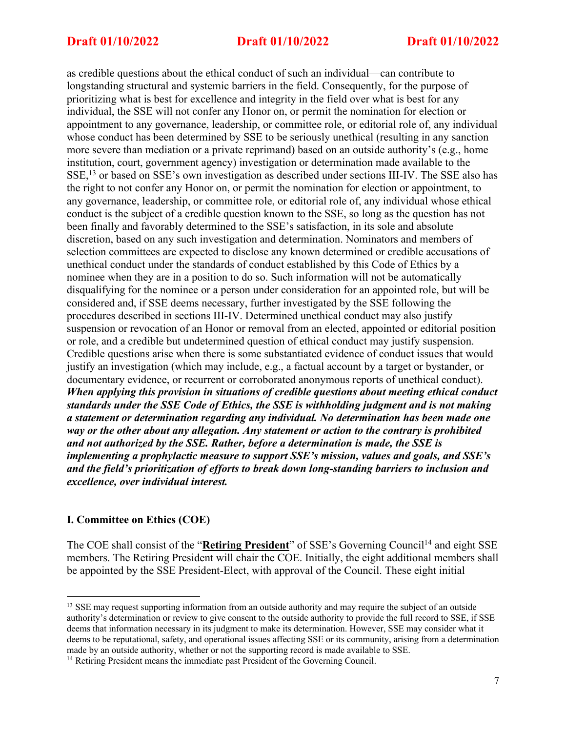as credible questions about the ethical conduct of such an individual—can contribute to longstanding structural and systemic barriers in the field. Consequently, for the purpose of prioritizing what is best for excellence and integrity in the field over what is best for any individual, the SSE will not confer any Honor on, or permit the nomination for election or appointment to any governance, leadership, or committee role, or editorial role of, any individual whose conduct has been determined by SSE to be seriously unethical (resulting in any sanction more severe than mediation or a private reprimand) based on an outside authority's (e.g., home institution, court, government agency) investigation or determination made available to the SSE,[13] or based on SSE's own investigation as described under sections III-IV. The SSE also has the right to not confer any Honor on, or permit the nomination for election or appointment, to any governance, leadership, or committee role, or editorial role of, any individual whose ethical conduct is the subject of a credible question known to the SSE, so long as the question has not been finally and favorably determined to the SSE's satisfaction, in its sole and absolute discretion, based on any such investigation and determination. Nominators and members of selection committees are expected to disclose any known determined or credible accusations of unethical conduct under the standards of conduct established by this Code of Ethics by a nominee when they are in a position to do so. Such information will not be automatically disqualifying for the nominee or a person under consideration for an appointed role, but will be considered and, if SSE deems necessary, further investigated by the SSE following the procedures described in sections III-IV. Determined unethical conduct may also justify suspension or revocation of an Honor or removal from an elected, appointed or editorial position or role, and a credible but undetermined question of ethical conduct may justify suspension. Credible questions arise when there is some substantiated evidence of conduct issues that would justify an investigation (which may include, e.g., a factual account by a target or bystander, or documentary evidence, or recurrent or corroborated anonymous reports of unethical conduct). ***When applying this provision in situations of credible questions about meeting ethical conduct standards under the SSE Code of Ethics, the SSE is withholding judgment and is not making a statement or determination regarding any individual. No determination has been made one way or the other about any allegation. Any statement or action to the contrary is prohibited and not authorized by the SSE. Rather, before a determination is made, the SSE is implementing a prophylactic measure to support SSE's mission, values and goals, and SSE's and the field's prioritization of efforts to break down long-standing barriers to inclusion and excellence, over individual interest.***

## I. Committee on Ethics (COE)

The COE shall consist of the "**Retiring President**" of SSE's Governing Council[14] and eight SSE members. The Retiring President will chair the COE. Initially, the eight additional members shall be appointed by the SSE President-Elect, with approval of the Council. These eight initial

[13] SSE may request supporting information from an outside authority and may require the subject of an outside authority's determination or review to give consent to the outside authority to provide the full record to SSE, if SSE deems that information necessary in its judgment to make its determination. However, SSE may consider what it deems to be reputational, safety, and operational issues affecting SSE or its community, arising from a determination made by an outside authority, whether or not the supporting record is made available to SSE.

[14] Retiring President means the immediate past President of the Governing Council.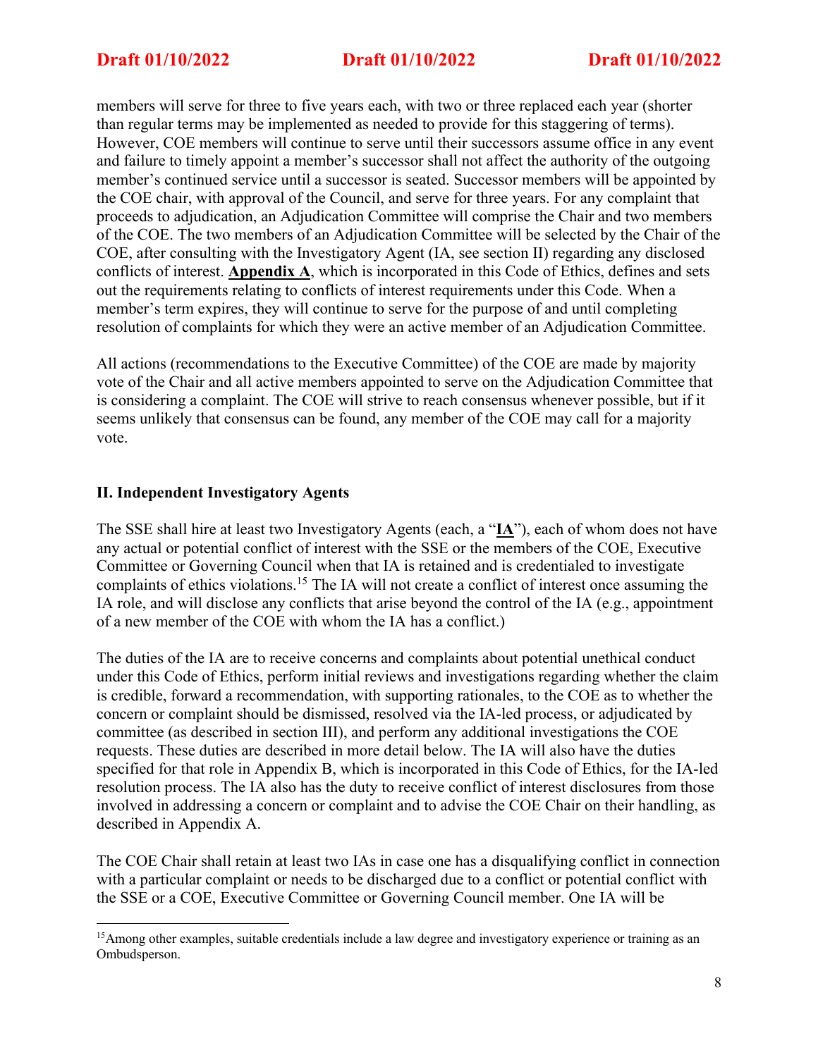members will serve for three to five years each, with two or three replaced each year (shorter than regular terms may be implemented as needed to provide for this staggering of terms). However, COE members will continue to serve until their successors assume office in any event and failure to timely appoint a member's successor shall not affect the authority of the outgoing member's continued service until a successor is seated. Successor members will be appointed by the COE chair, with approval of the Council, and serve for three years. For any complaint that proceeds to adjudication, an Adjudication Committee will comprise the Chair and two members of the COE. The two members of an Adjudication Committee will be selected by the Chair of the COE, after consulting with the Investigatory Agent (IA, see section II) regarding any disclosed conflicts of interest. **Appendix A**, which is incorporated in this Code of Ethics, defines and sets out the requirements relating to conflicts of interest requirements under this Code. When a member's term expires, they will continue to serve for the purpose of and until completing resolution of complaints for which they were an active member of an Adjudication Committee.

All actions (recommendations to the Executive Committee) of the COE are made by majority vote of the Chair and all active members appointed to serve on the Adjudication Committee that is considering a complaint. The COE will strive to reach consensus whenever possible, but if it seems unlikely that consensus can be found, any member of the COE may call for a majority vote.

## II. Independent Investigatory Agents

The SSE shall hire at least two Investigatory Agents (each, a "**IA**"), each of whom does not have any actual or potential conflict of interest with the SSE or the members of the COE, Executive Committee or Governing Council when that IA is retained and is credentialed to investigate complaints of ethics violations.[15] The IA will not create a conflict of interest once assuming the IA role, and will disclose any conflicts that arise beyond the control of the IA (e.g., appointment of a new member of the COE with whom the IA has a conflict.)

The duties of the IA are to receive concerns and complaints about potential unethical conduct under this Code of Ethics, perform initial reviews and investigations regarding whether the claim is credible, forward a recommendation, with supporting rationales, to the COE as to whether the concern or complaint should be dismissed, resolved via the IA-led process, or adjudicated by committee (as described in section III), and perform any additional investigations the COE requests. These duties are described in more detail below. The IA will also have the duties specified for that role in Appendix B, which is incorporated in this Code of Ethics, for the IA-led resolution process. The IA also has the duty to receive conflict of interest disclosures from those involved in addressing a concern or complaint and to advise the COE Chair on their handling, as described in Appendix A.

The COE Chair shall retain at least two IAs in case one has a disqualifying conflict in connection with a particular complaint or needs to be discharged due to a conflict or potential conflict with the SSE or a COE, Executive Committee or Governing Council member. One IA will be

[15] Among other examples, suitable credentials include a law degree and investigatory experience or training as an Ombudsperson.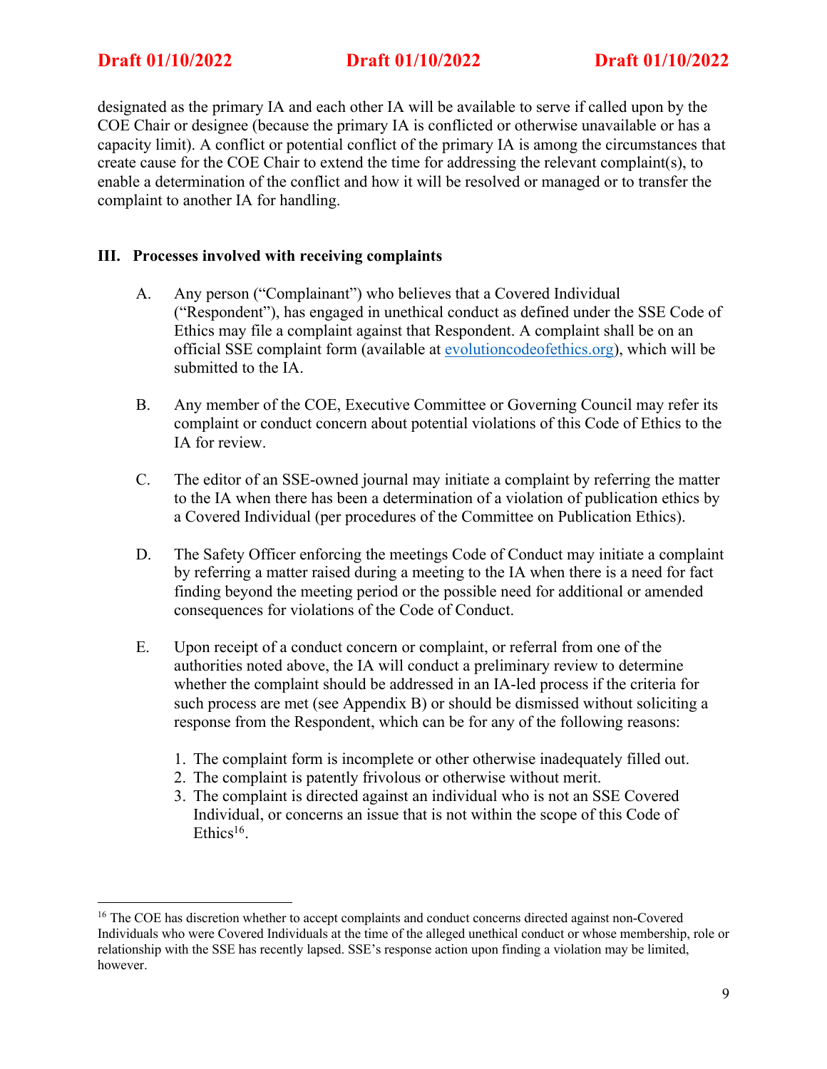designated as the primary IA and each other IA will be available to serve if called upon by the COE Chair or designee (because the primary IA is conflicted or otherwise unavailable or has a capacity limit). A conflict or potential conflict of the primary IA is among the circumstances that create cause for the COE Chair to extend the time for addressing the relevant complaint(s), to enable a determination of the conflict and how it will be resolved or managed or to transfer the complaint to another IA for handling.

## III. Processes involved with receiving complaints

A. Any person ("Complainant") who believes that a Covered Individual ("Respondent"), has engaged in unethical conduct as defined under the SSE Code of Ethics may file a complaint against that Respondent. A complaint shall be on an official SSE complaint form (available at [evolutioncodeofethics.org](evolutioncodeofethics.org)), which will be submitted to the IA.

B. Any member of the COE, Executive Committee or Governing Council may refer its complaint or conduct concern about potential violations of this Code of Ethics to the IA for review.

C. The editor of an SSE-owned journal may initiate a complaint by referring the matter to the IA when there has been a determination of a violation of publication ethics by a Covered Individual (per procedures of the Committee on Publication Ethics).

D. The Safety Officer enforcing the meetings Code of Conduct may initiate a complaint by referring a matter raised during a meeting to the IA when there is a need for fact finding beyond the meeting period or the possible need for additional or amended consequences for violations of the Code of Conduct.

E. Upon receipt of a conduct concern or complaint, or referral from one of the authorities noted above, the IA will conduct a preliminary review to determine whether the complaint should be addressed in an IA-led process if the criteria for such process are met (see Appendix B) or should be dismissed without soliciting a response from the Respondent, which can be for any of the following reasons:

   1. The complaint form is incomplete or other otherwise inadequately filled out.
   2. The complaint is patently frivolous or otherwise without merit.
   3. The complaint is directed against an individual who is not an SSE Covered Individual, or concerns an issue that is not within the scope of this Code of Ethics[16].

[16] The COE has discretion whether to accept complaints and conduct concerns directed against non-Covered Individuals who were Covered Individuals at the time of the alleged unethical conduct or whose membership, role or relationship with the SSE has recently lapsed. SSE's response action upon finding a violation may be limited, however.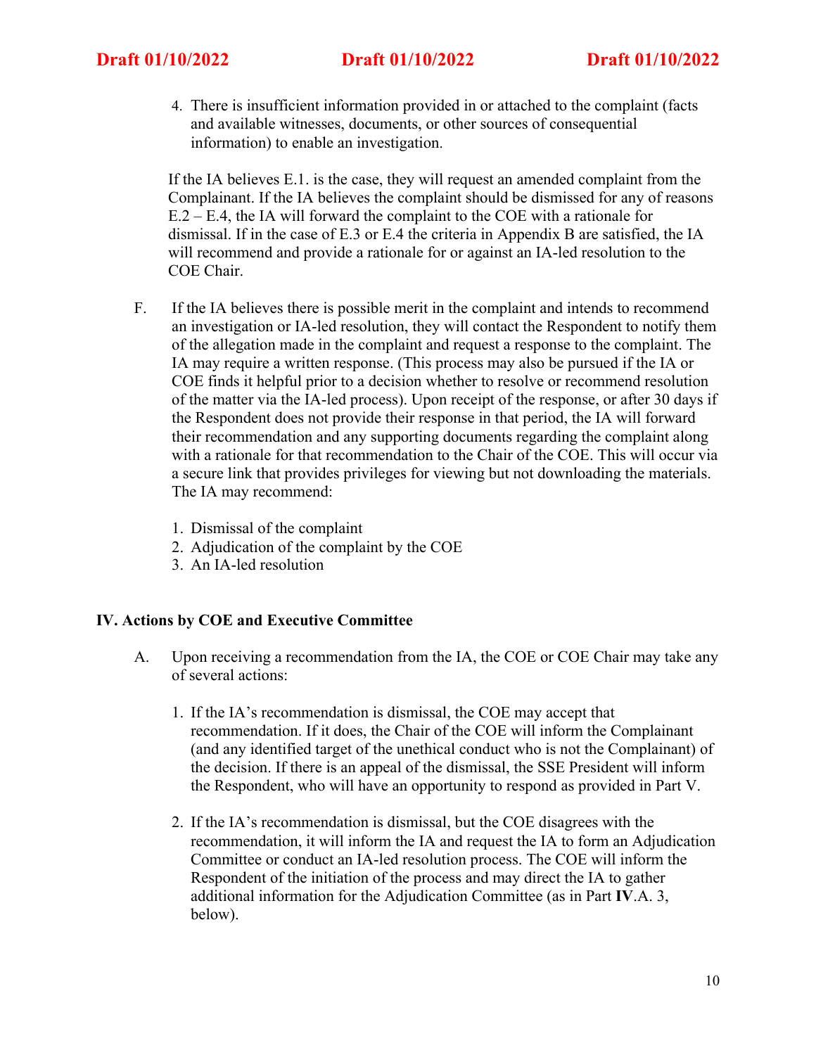4. There is insufficient information provided in or attached to the complaint (facts and available witnesses, documents, or other sources of consequential information) to enable an investigation.

If the IA believes E.1. is the case, they will request an amended complaint from the Complainant. If the IA believes the complaint should be dismissed for any of reasons E.2 – E.4, the IA will forward the complaint to the COE with a rationale for dismissal. If in the case of E.3 or E.4 the criteria in Appendix B are satisfied, the IA will recommend and provide a rationale for or against an IA-led resolution to the COE Chair.

F. If the IA believes there is possible merit in the complaint and intends to recommend an investigation or IA-led resolution, they will contact the Respondent to notify them of the allegation made in the complaint and request a response to the complaint. The IA may require a written response. (This process may also be pursued if the IA or COE finds it helpful prior to a decision whether to resolve or recommend resolution of the matter via the IA-led process). Upon receipt of the response, or after 30 days if the Respondent does not provide their response in that period, the IA will forward their recommendation and any supporting documents regarding the complaint along with a rationale for that recommendation to the Chair of the COE. This will occur via a secure link that provides privileges for viewing but not downloading the materials. The IA may recommend:

1. Dismissal of the complaint
2. Adjudication of the complaint by the COE
3. An IA-led resolution

## IV. Actions by COE and Executive Committee

A. Upon receiving a recommendation from the IA, the COE or COE Chair may take any of several actions:

1. If the IA's recommendation is dismissal, the COE may accept that recommendation. If it does, the Chair of the COE will inform the Complainant (and any identified target of the unethical conduct who is not the Complainant) of the decision. If there is an appeal of the dismissal, the SSE President will inform the Respondent, who will have an opportunity to respond as provided in Part V.

2. If the IA's recommendation is dismissal, but the COE disagrees with the recommendation, it will inform the IA and request the IA to form an Adjudication Committee or conduct an IA-led resolution process. The COE will inform the Respondent of the initiation of the process and may direct the IA to gather additional information for the Adjudication Committee (as in Part **IV**.A. 3, below).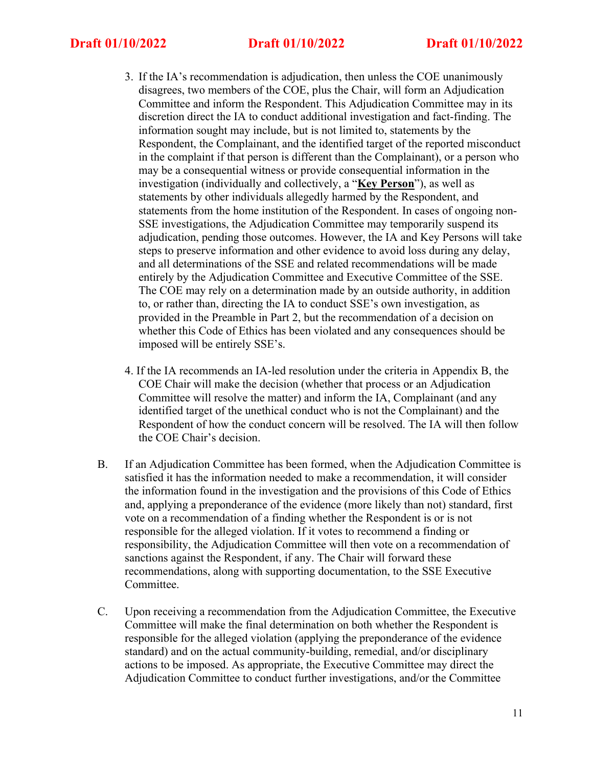3. If the IA's recommendation is adjudication, then unless the COE unanimously disagrees, two members of the COE, plus the Chair, will form an Adjudication Committee and inform the Respondent. This Adjudication Committee may in its discretion direct the IA to conduct additional investigation and fact-finding. The information sought may include, but is not limited to, statements by the Respondent, the Complainant, and the identified target of the reported misconduct in the complaint if that person is different than the Complainant), or a person who may be a consequential witness or provide consequential information in the investigation (individually and collectively, a "**Key Person**"), as well as statements by other individuals allegedly harmed by the Respondent, and statements from the home institution of the Respondent. In cases of ongoing non-SSE investigations, the Adjudication Committee may temporarily suspend its adjudication, pending those outcomes. However, the IA and Key Persons will take steps to preserve information and other evidence to avoid loss during any delay, and all determinations of the SSE and related recommendations will be made entirely by the Adjudication Committee and Executive Committee of the SSE. The COE may rely on a determination made by an outside authority, in addition to, or rather than, directing the IA to conduct SSE's own investigation, as provided in the Preamble in Part 2, but the recommendation of a decision on whether this Code of Ethics has been violated and any consequences should be imposed will be entirely SSE's.

4. If the IA recommends an IA-led resolution under the criteria in Appendix B, the COE Chair will make the decision (whether that process or an Adjudication Committee will resolve the matter) and inform the IA, Complainant (and any identified target of the unethical conduct who is not the Complainant) and the Respondent of how the conduct concern will be resolved. The IA will then follow the COE Chair's decision.

B. If an Adjudication Committee has been formed, when the Adjudication Committee is satisfied it has the information needed to make a recommendation, it will consider the information found in the investigation and the provisions of this Code of Ethics and, applying a preponderance of the evidence (more likely than not) standard, first vote on a recommendation of a finding whether the Respondent is or is not responsible for the alleged violation. If it votes to recommend a finding or responsibility, the Adjudication Committee will then vote on a recommendation of sanctions against the Respondent, if any. The Chair will forward these recommendations, along with supporting documentation, to the SSE Executive Committee.

C. Upon receiving a recommendation from the Adjudication Committee, the Executive Committee will make the final determination on both whether the Respondent is responsible for the alleged violation (applying the preponderance of the evidence standard) and on the actual community-building, remedial, and/or disciplinary actions to be imposed. As appropriate, the Executive Committee may direct the Adjudication Committee to conduct further investigations, and/or the Committee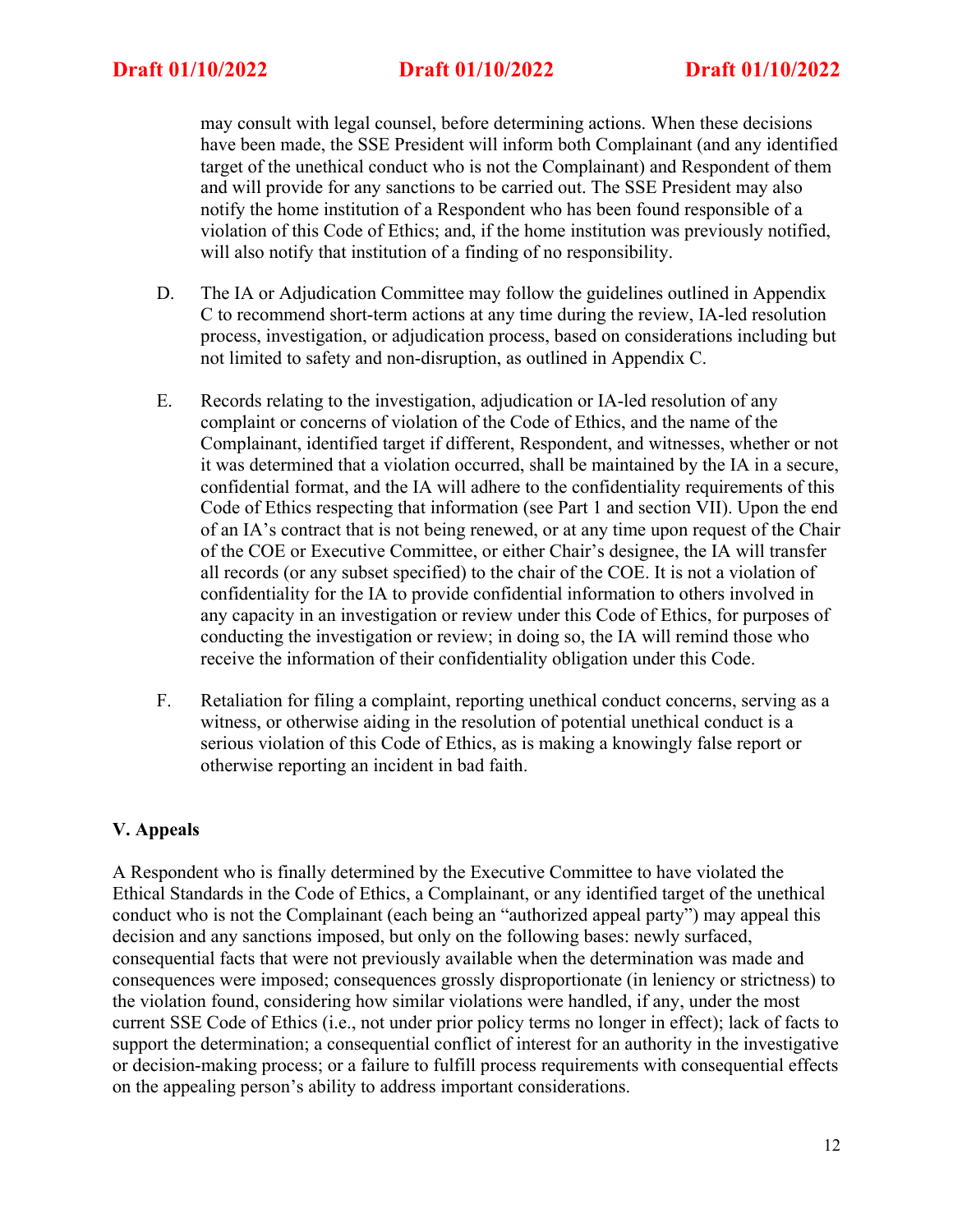may consult with legal counsel, before determining actions. When these decisions have been made, the SSE President will inform both Complainant (and any identified target of the unethical conduct who is not the Complainant) and Respondent of them and will provide for any sanctions to be carried out. The SSE President may also notify the home institution of a Respondent who has been found responsible of a violation of this Code of Ethics; and, if the home institution was previously notified, will also notify that institution of a finding of no responsibility.

D. The IA or Adjudication Committee may follow the guidelines outlined in Appendix C to recommend short-term actions at any time during the review, IA-led resolution process, investigation, or adjudication process, based on considerations including but not limited to safety and non-disruption, as outlined in Appendix C.

E. Records relating to the investigation, adjudication or IA-led resolution of any complaint or concerns of violation of the Code of Ethics, and the name of the Complainant, identified target if different, Respondent, and witnesses, whether or not it was determined that a violation occurred, shall be maintained by the IA in a secure, confidential format, and the IA will adhere to the confidentiality requirements of this Code of Ethics respecting that information (see Part 1 and section VII). Upon the end of an IA's contract that is not being renewed, or at any time upon request of the Chair of the COE or Executive Committee, or either Chair's designee, the IA will transfer all records (or any subset specified) to the chair of the COE. It is not a violation of confidentiality for the IA to provide confidential information to others involved in any capacity in an investigation or review under this Code of Ethics, for purposes of conducting the investigation or review; in doing so, the IA will remind those who receive the information of their confidentiality obligation under this Code.

F. Retaliation for filing a complaint, reporting unethical conduct concerns, serving as a witness, or otherwise aiding in the resolution of potential unethical conduct is a serious violation of this Code of Ethics, as is making a knowingly false report or otherwise reporting an incident in bad faith.

## V. Appeals

A Respondent who is finally determined by the Executive Committee to have violated the Ethical Standards in the Code of Ethics, a Complainant, or any identified target of the unethical conduct who is not the Complainant (each being an "authorized appeal party") may appeal this decision and any sanctions imposed, but only on the following bases: newly surfaced, consequential facts that were not previously available when the determination was made and consequences were imposed; consequences grossly disproportionate (in leniency or strictness) to the violation found, considering how similar violations were handled, if any, under the most current SSE Code of Ethics (i.e., not under prior policy terms no longer in effect); lack of facts to support the determination; a consequential conflict of interest for an authority in the investigative or decision-making process; or a failure to fulfill process requirements with consequential effects on the appealing person's ability to address important considerations.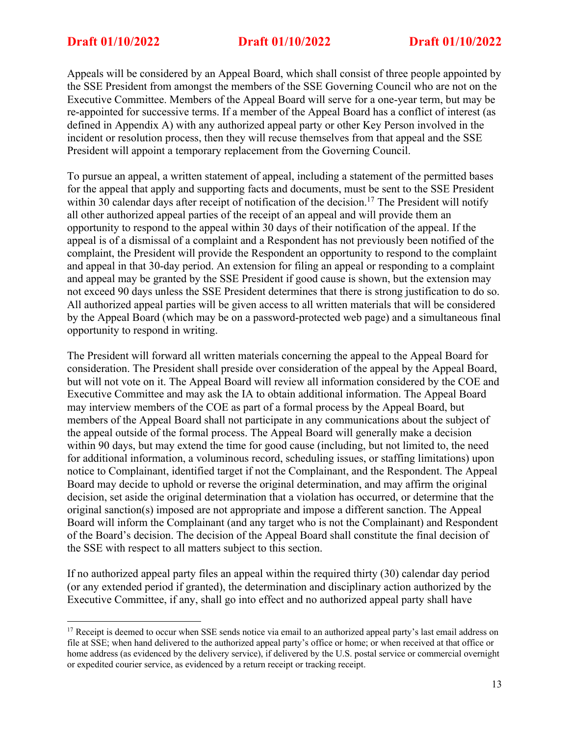Appeals will be considered by an Appeal Board, which shall consist of three people appointed by the SSE President from amongst the members of the SSE Governing Council who are not on the Executive Committee. Members of the Appeal Board will serve for a one-year term, but may be re-appointed for successive terms. If a member of the Appeal Board has a conflict of interest (as defined in Appendix A) with any authorized appeal party or other Key Person involved in the incident or resolution process, then they will recuse themselves from that appeal and the SSE President will appoint a temporary replacement from the Governing Council.

To pursue an appeal, a written statement of appeal, including a statement of the permitted bases for the appeal that apply and supporting facts and documents, must be sent to the SSE President within 30 calendar days after receipt of notification of the decision.[17] The President will notify all other authorized appeal parties of the receipt of an appeal and will provide them an opportunity to respond to the appeal within 30 days of their notification of the appeal. If the appeal is of a dismissal of a complaint and a Respondent has not previously been notified of the complaint, the President will provide the Respondent an opportunity to respond to the complaint and appeal in that 30-day period. An extension for filing an appeal or responding to a complaint and appeal may be granted by the SSE President if good cause is shown, but the extension may not exceed 90 days unless the SSE President determines that there is strong justification to do so. All authorized appeal parties will be given access to all written materials that will be considered by the Appeal Board (which may be on a password-protected web page) and a simultaneous final opportunity to respond in writing.

The President will forward all written materials concerning the appeal to the Appeal Board for consideration. The President shall preside over consideration of the appeal by the Appeal Board, but will not vote on it. The Appeal Board will review all information considered by the COE and Executive Committee and may ask the IA to obtain additional information. The Appeal Board may interview members of the COE as part of a formal process by the Appeal Board, but members of the Appeal Board shall not participate in any communications about the subject of the appeal outside of the formal process. The Appeal Board will generally make a decision within 90 days, but may extend the time for good cause (including, but not limited to, the need for additional information, a voluminous record, scheduling issues, or staffing limitations) upon notice to Complainant, identified target if not the Complainant, and the Respondent. The Appeal Board may decide to uphold or reverse the original determination, and may affirm the original decision, set aside the original determination that a violation has occurred, or determine that the original sanction(s) imposed are not appropriate and impose a different sanction. The Appeal Board will inform the Complainant (and any target who is not the Complainant) and Respondent of the Board's decision. The decision of the Appeal Board shall constitute the final decision of the SSE with respect to all matters subject to this section.

If no authorized appeal party files an appeal within the required thirty (30) calendar day period (or any extended period if granted), the determination and disciplinary action authorized by the Executive Committee, if any, shall go into effect and no authorized appeal party shall have

---

[17] Receipt is deemed to occur when SSE sends notice via email to an authorized appeal party's last email address on file at SSE; when hand delivered to the authorized appeal party's office or home; or when received at that office or home address (as evidenced by the delivery service), if delivered by the U.S. postal service or commercial overnight or expedited courier service, as evidenced by a return receipt or tracking receipt.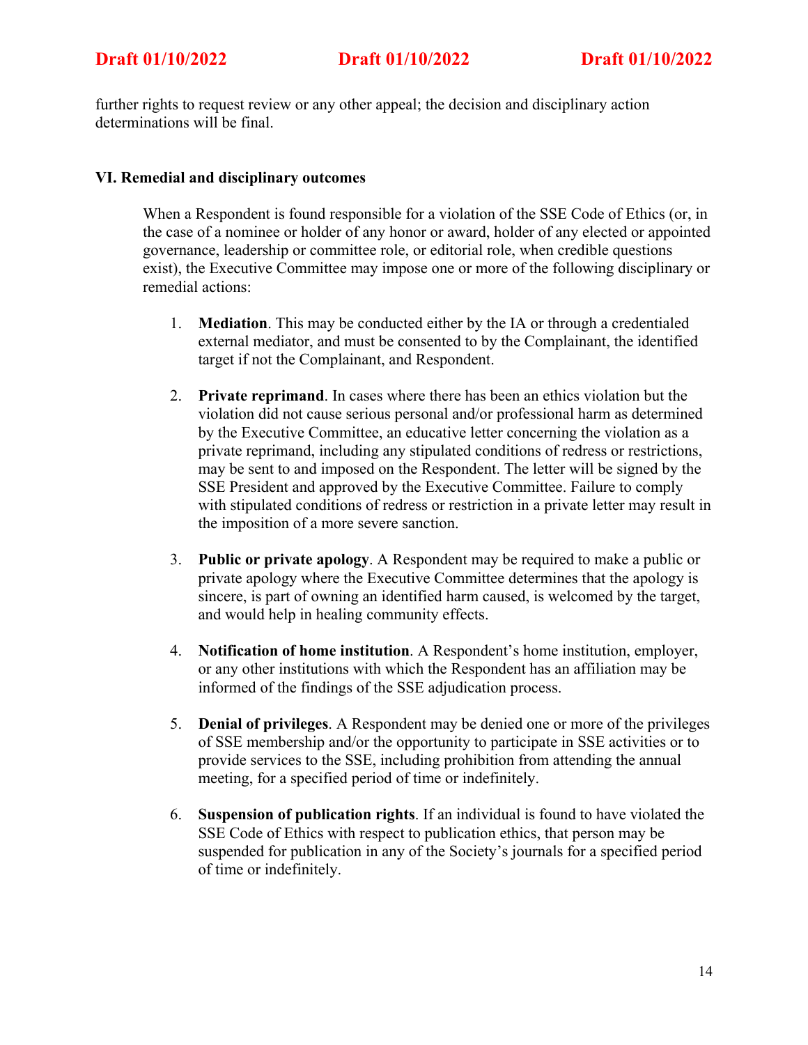further rights to request review or any other appeal; the decision and disciplinary action determinations will be final.

### VI. Remedial and disciplinary outcomes

When a Respondent is found responsible for a violation of the SSE Code of Ethics (or, in the case of a nominee or holder of any honor or award, holder of any elected or appointed governance, leadership or committee role, or editorial role, when credible questions exist), the Executive Committee may impose one or more of the following disciplinary or remedial actions:

1. **Mediation**. This may be conducted either by the IA or through a credentialed external mediator, and must be consented to by the Complainant, the identified target if not the Complainant, and Respondent.

2. **Private reprimand**. In cases where there has been an ethics violation but the violation did not cause serious personal and/or professional harm as determined by the Executive Committee, an educative letter concerning the violation as a private reprimand, including any stipulated conditions of redress or restrictions, may be sent to and imposed on the Respondent. The letter will be signed by the SSE President and approved by the Executive Committee. Failure to comply with stipulated conditions of redress or restriction in a private letter may result in the imposition of a more severe sanction.

3. **Public or private apology**. A Respondent may be required to make a public or private apology where the Executive Committee determines that the apology is sincere, is part of owning an identified harm caused, is welcomed by the target, and would help in healing community effects.

4. **Notification of home institution**. A Respondent's home institution, employer, or any other institutions with which the Respondent has an affiliation may be informed of the findings of the SSE adjudication process.

5. **Denial of privileges**. A Respondent may be denied one or more of the privileges of SSE membership and/or the opportunity to participate in SSE activities or to provide services to the SSE, including prohibition from attending the annual meeting, for a specified period of time or indefinitely.

6. **Suspension of publication rights**. If an individual is found to have violated the SSE Code of Ethics with respect to publication ethics, that person may be suspended for publication in any of the Society's journals for a specified period of time or indefinitely.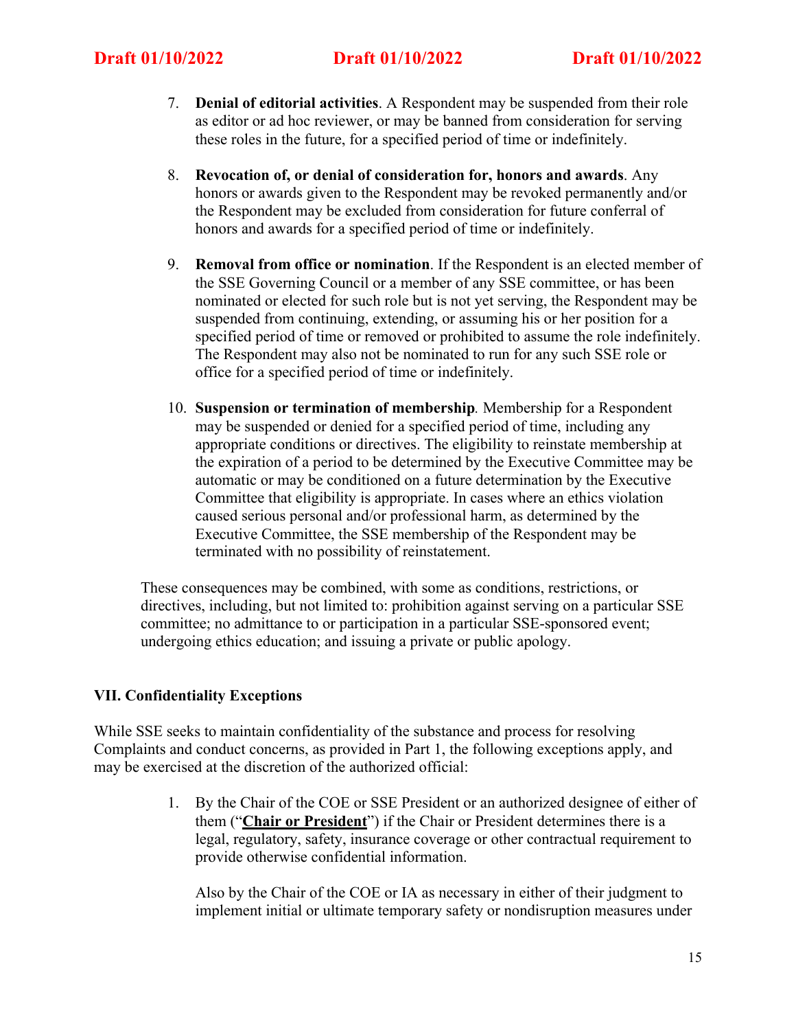7. **Denial of editorial activities**. A Respondent may be suspended from their role as editor or ad hoc reviewer, or may be banned from consideration for serving these roles in the future, for a specified period of time or indefinitely.

8. **Revocation of, or denial of consideration for, honors and awards**. Any honors or awards given to the Respondent may be revoked permanently and/or the Respondent may be excluded from consideration for future conferral of honors and awards for a specified period of time or indefinitely.

9. **Removal from office or nomination**. If the Respondent is an elected member of the SSE Governing Council or a member of any SSE committee, or has been nominated or elected for such role but is not yet serving, the Respondent may be suspended from continuing, extending, or assuming his or her position for a specified period of time or removed or prohibited to assume the role indefinitely. The Respondent may also not be nominated to run for any such SSE role or office for a specified period of time or indefinitely.

10. **Suspension or termination of membership**. Membership for a Respondent may be suspended or denied for a specified period of time, including any appropriate conditions or directives. The eligibility to reinstate membership at the expiration of a period to be determined by the Executive Committee may be automatic or may be conditioned on a future determination by the Executive Committee that eligibility is appropriate. In cases where an ethics violation caused serious personal and/or professional harm, as determined by the Executive Committee, the SSE membership of the Respondent may be terminated with no possibility of reinstatement.

These consequences may be combined, with some as conditions, restrictions, or directives, including, but not limited to: prohibition against serving on a particular SSE committee; no admittance to or participation in a particular SSE-sponsored event; undergoing ethics education; and issuing a private or public apology.

## VII. Confidentiality Exceptions

While SSE seeks to maintain confidentiality of the substance and process for resolving Complaints and conduct concerns, as provided in Part 1, the following exceptions apply, and may be exercised at the discretion of the authorized official:

1. By the Chair of the COE or SSE President or an authorized designee of either of them ("**Chair or President**") if the Chair or President determines there is a legal, regulatory, safety, insurance coverage or other contractual requirement to provide otherwise confidential information.

   Also by the Chair of the COE or IA as necessary in either of their judgment to implement initial or ultimate temporary safety or nondisruption measures under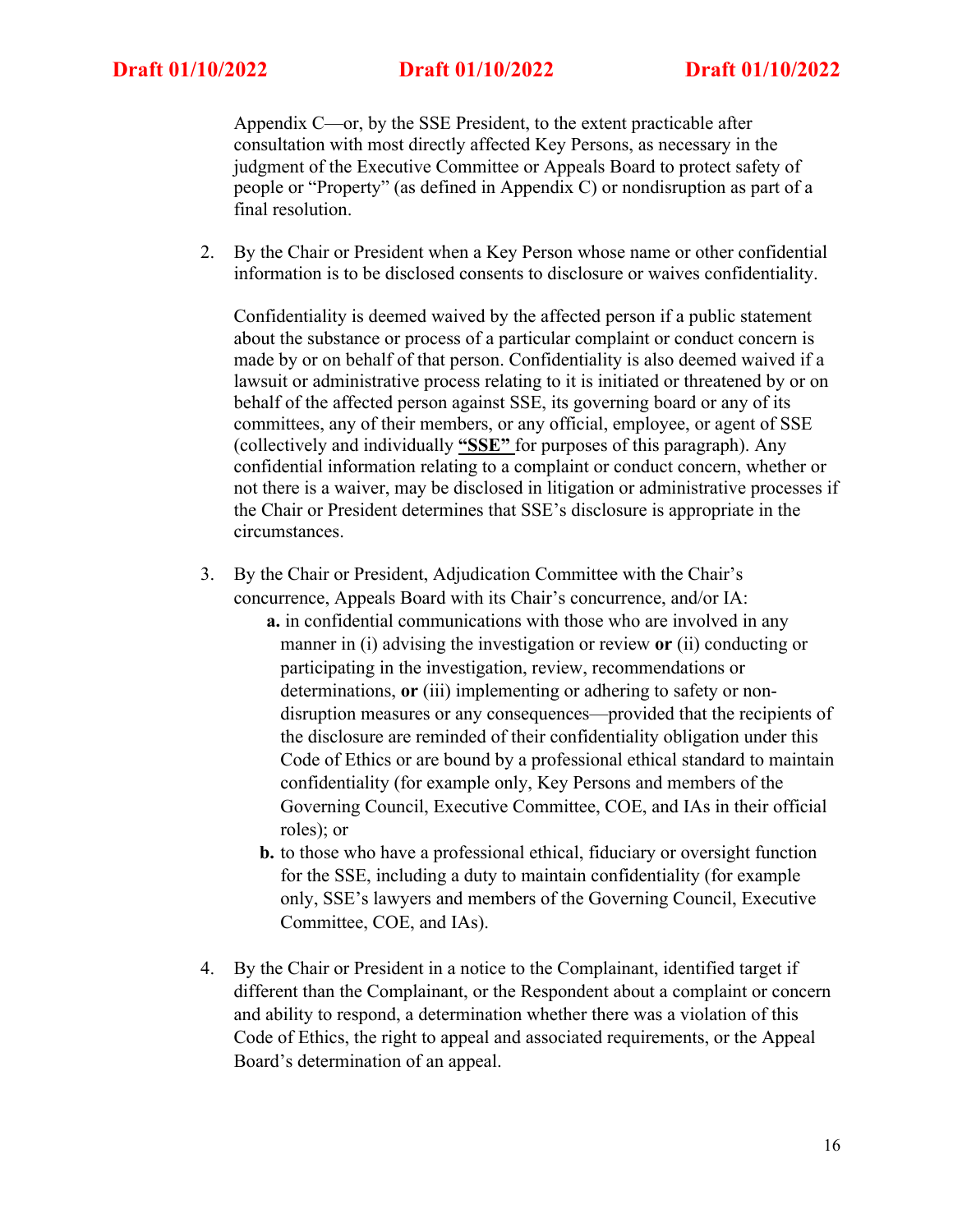Appendix C—or, by the SSE President, to the extent practicable after consultation with most directly affected Key Persons, as necessary in the judgment of the Executive Committee or Appeals Board to protect safety of people or "Property" (as defined in Appendix C) or nondisruption as part of a final resolution.

2. By the Chair or President when a Key Person whose name or other confidential information is to be disclosed consents to disclosure or waives confidentiality.

   Confidentiality is deemed waived by the affected person if a public statement about the substance or process of a particular complaint or conduct concern is made by or on behalf of that person. Confidentiality is also deemed waived if a lawsuit or administrative process relating to it is initiated or threatened by or on behalf of the affected person against SSE, its governing board or any of its committees, any of their members, or any official, employee, or agent of SSE (collectively and individually **"SSE"** for purposes of this paragraph). Any confidential information relating to a complaint or conduct concern, whether or not there is a waiver, may be disclosed in litigation or administrative processes if the Chair or President determines that SSE's disclosure is appropriate in the circumstances.

3. By the Chair or President, Adjudication Committee with the Chair's concurrence, Appeals Board with its Chair's concurrence, and/or IA:
   - **a.** in confidential communications with those who are involved in any manner in (i) advising the investigation or review **or** (ii) conducting or participating in the investigation, review, recommendations or determinations, **or** (iii) implementing or adhering to safety or non-disruption measures or any consequences—provided that the recipients of the disclosure are reminded of their confidentiality obligation under this Code of Ethics or are bound by a professional ethical standard to maintain confidentiality (for example only, Key Persons and members of the Governing Council, Executive Committee, COE, and IAs in their official roles); or
   - **b.** to those who have a professional ethical, fiduciary or oversight function for the SSE, including a duty to maintain confidentiality (for example only, SSE's lawyers and members of the Governing Council, Executive Committee, COE, and IAs).

4. By the Chair or President in a notice to the Complainant, identified target if different than the Complainant, or the Respondent about a complaint or concern and ability to respond, a determination whether there was a violation of this Code of Ethics, the right to appeal and associated requirements, or the Appeal Board's determination of an appeal.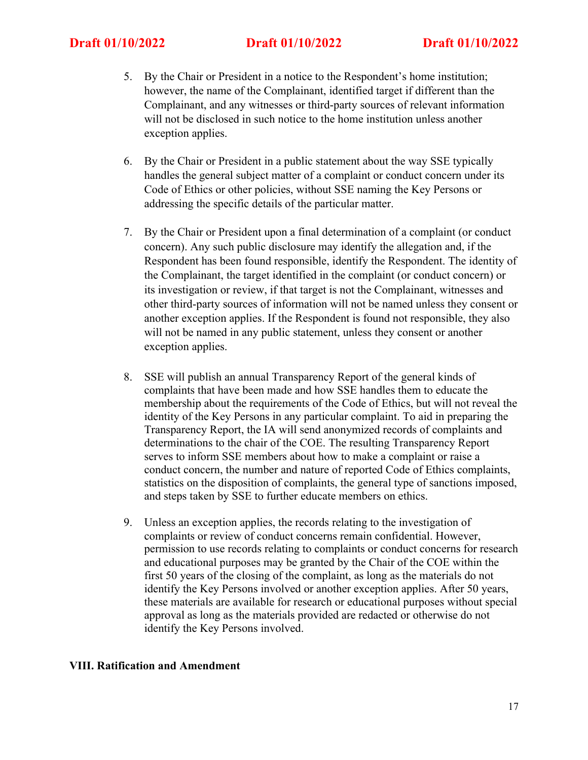5. By the Chair or President in a notice to the Respondent's home institution; however, the name of the Complainant, identified target if different than the Complainant, and any witnesses or third-party sources of relevant information will not be disclosed in such notice to the home institution unless another exception applies.

6. By the Chair or President in a public statement about the way SSE typically handles the general subject matter of a complaint or conduct concern under its Code of Ethics or other policies, without SSE naming the Key Persons or addressing the specific details of the particular matter.

7. By the Chair or President upon a final determination of a complaint (or conduct concern). Any such public disclosure may identify the allegation and, if the Respondent has been found responsible, identify the Respondent. The identity of the Complainant, the target identified in the complaint (or conduct concern) or its investigation or review, if that target is not the Complainant, witnesses and other third-party sources of information will not be named unless they consent or another exception applies. If the Respondent is found not responsible, they also will not be named in any public statement, unless they consent or another exception applies.

8. SSE will publish an annual Transparency Report of the general kinds of complaints that have been made and how SSE handles them to educate the membership about the requirements of the Code of Ethics, but will not reveal the identity of the Key Persons in any particular complaint. To aid in preparing the Transparency Report, the IA will send anonymized records of complaints and determinations to the chair of the COE. The resulting Transparency Report serves to inform SSE members about how to make a complaint or raise a conduct concern, the number and nature of reported Code of Ethics complaints, statistics on the disposition of complaints, the general type of sanctions imposed, and steps taken by SSE to further educate members on ethics.

9. Unless an exception applies, the records relating to the investigation of complaints or review of conduct concerns remain confidential. However, permission to use records relating to complaints or conduct concerns for research and educational purposes may be granted by the Chair of the COE within the first 50 years of the closing of the complaint, as long as the materials do not identify the Key Persons involved or another exception applies. After 50 years, these materials are available for research or educational purposes without special approval as long as the materials provided are redacted or otherwise do not identify the Key Persons involved.

## VIII. Ratification and Amendment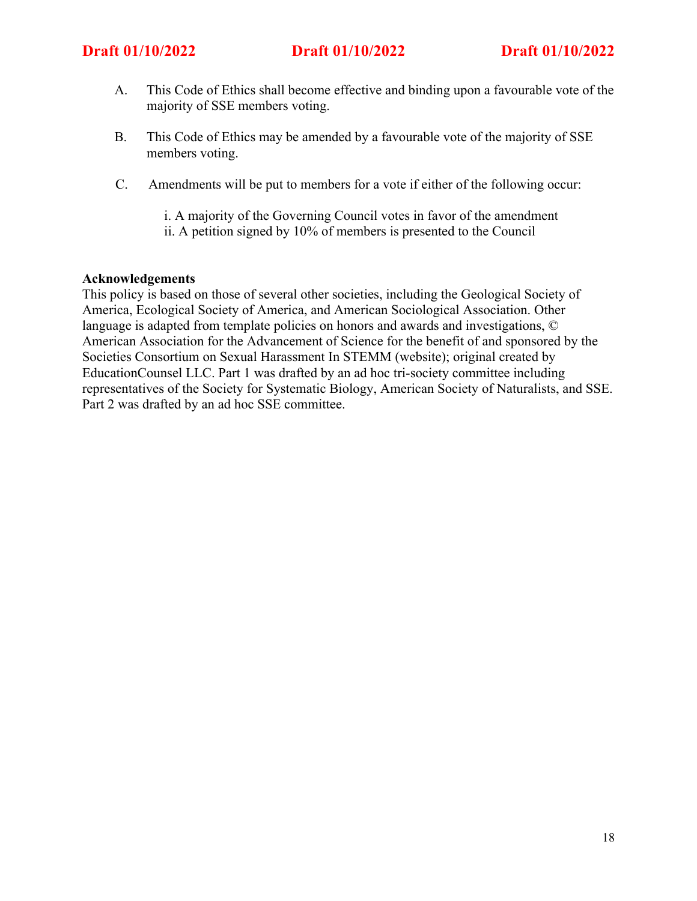A. This Code of Ethics shall become effective and binding upon a favourable vote of the majority of SSE members voting.

B. This Code of Ethics may be amended by a favourable vote of the majority of SSE members voting.

C. Amendments will be put to members for a vote if either of the following occur:

   i. A majority of the Governing Council votes in favor of the amendment
   ii. A petition signed by 10% of members is presented to the Council

**Acknowledgements**

This policy is based on those of several other societies, including the Geological Society of America, Ecological Society of America, and American Sociological Association. Other language is adapted from template policies on honors and awards and investigations, © American Association for the Advancement of Science for the benefit of and sponsored by the Societies Consortium on Sexual Harassment In STEMM (website); original created by EducationCounsel LLC. Part 1 was drafted by an ad hoc tri-society committee including representatives of the Society for Systematic Biology, American Society of Naturalists, and SSE. Part 2 was drafted by an ad hoc SSE committee.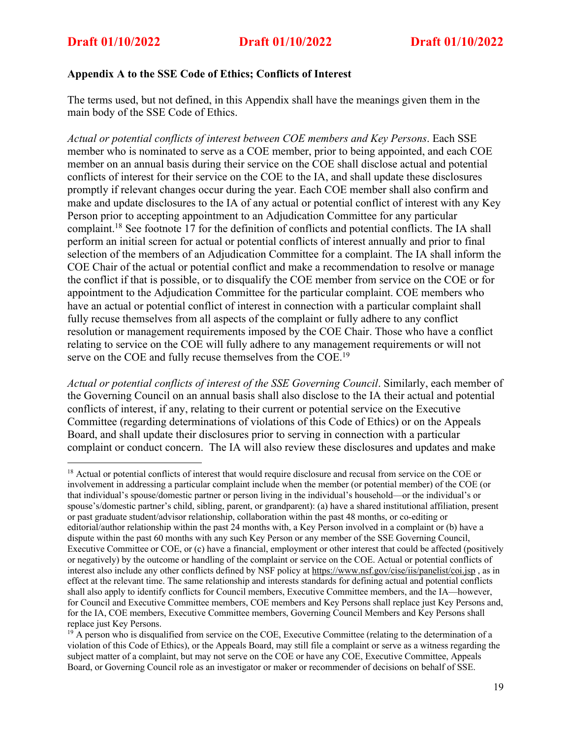**Appendix A to the SSE Code of Ethics; Conflicts of Interest**

The terms used, but not defined, in this Appendix shall have the meanings given them in the main body of the SSE Code of Ethics.

*Actual or potential conflicts of interest between COE members and Key Persons*. Each SSE member who is nominated to serve as a COE member, prior to being appointed, and each COE member on an annual basis during their service on the COE shall disclose actual and potential conflicts of interest for their service on the COE to the IA, and shall update these disclosures promptly if relevant changes occur during the year. Each COE member shall also confirm and make and update disclosures to the IA of any actual or potential conflict of interest with any Key Person prior to accepting appointment to an Adjudication Committee for any particular complaint.[18] See footnote 17 for the definition of conflicts and potential conflicts. The IA shall perform an initial screen for actual or potential conflicts of interest annually and prior to final selection of the members of an Adjudication Committee for a complaint. The IA shall inform the COE Chair of the actual or potential conflict and make a recommendation to resolve or manage the conflict if that is possible, or to disqualify the COE member from service on the COE or for appointment to the Adjudication Committee for the particular complaint. COE members who have an actual or potential conflict of interest in connection with a particular complaint shall fully recuse themselves from all aspects of the complaint or fully adhere to any conflict resolution or management requirements imposed by the COE Chair. Those who have a conflict relating to service on the COE will fully adhere to any management requirements or will not serve on the COE and fully recuse themselves from the COE.[19]

*Actual or potential conflicts of interest of the SSE Governing Council*. Similarly, each member of the Governing Council on an annual basis shall also disclose to the IA their actual and potential conflicts of interest, if any, relating to their current or potential service on the Executive Committee (regarding determinations of violations of this Code of Ethics) or on the Appeals Board, and shall update their disclosures prior to serving in connection with a particular complaint or conduct concern. The IA will also review these disclosures and updates and make

---

[18] Actual or potential conflicts of interest that would require disclosure and recusal from service on the COE or involvement in addressing a particular complaint include when the member (or potential member) of the COE (or that individual's spouse/domestic partner or person living in the individual's household—or the individual's or spouse's/domestic partner's child, sibling, parent, or grandparent): (a) have a shared institutional affiliation, present or past graduate student/advisor relationship, collaboration within the past 48 months, or co-editing or editorial/author relationship within the past 24 months with, a Key Person involved in a complaint or (b) have a dispute within the past 60 months with any such Key Person or any member of the SSE Governing Council, Executive Committee or COE, or (c) have a financial, employment or other interest that could be affected (positively or negatively) by the outcome or handling of the complaint or service on the COE. Actual or potential conflicts of interest also include any other conflicts defined by NSF policy at https://www.nsf.gov/cise/iis/panelist/coi.jsp , as in effect at the relevant time. The same relationship and interests standards for defining actual and potential conflicts shall also apply to identify conflicts for Council members, Executive Committee members, and the IA—however, for Council and Executive Committee members, COE members and Key Persons shall replace just Key Persons and, for the IA, COE members, Executive Committee members, Governing Council Members and Key Persons shall replace just Key Persons.

[19] A person who is disqualified from service on the COE, Executive Committee (relating to the determination of a violation of this Code of Ethics), or the Appeals Board, may still file a complaint or serve as a witness regarding the subject matter of a complaint, but may not serve on the COE or have any COE, Executive Committee, Appeals Board, or Governing Council role as an investigator or maker or recommender of decisions on behalf of SSE.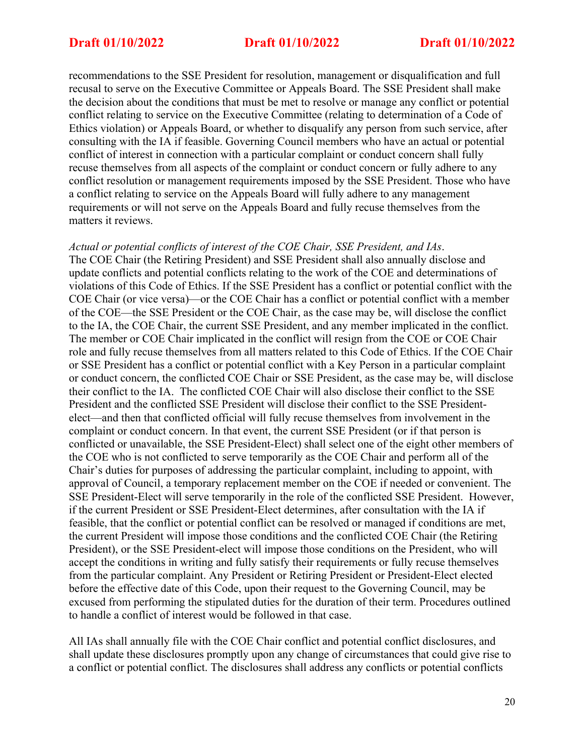recommendations to the SSE President for resolution, management or disqualification and full recusal to serve on the Executive Committee or Appeals Board. The SSE President shall make the decision about the conditions that must be met to resolve or manage any conflict or potential conflict relating to service on the Executive Committee (relating to determination of a Code of Ethics violation) or Appeals Board, or whether to disqualify any person from such service, after consulting with the IA if feasible. Governing Council members who have an actual or potential conflict of interest in connection with a particular complaint or conduct concern shall fully recuse themselves from all aspects of the complaint or conduct concern or fully adhere to any conflict resolution or management requirements imposed by the SSE President. Those who have a conflict relating to service on the Appeals Board will fully adhere to any management requirements or will not serve on the Appeals Board and fully recuse themselves from the matters it reviews.

*Actual or potential conflicts of interest of the COE Chair, SSE President, and IAs*. The COE Chair (the Retiring President) and SSE President shall also annually disclose and update conflicts and potential conflicts relating to the work of the COE and determinations of violations of this Code of Ethics. If the SSE President has a conflict or potential conflict with the COE Chair (or vice versa)—or the COE Chair has a conflict or potential conflict with a member of the COE—the SSE President or the COE Chair, as the case may be, will disclose the conflict to the IA, the COE Chair, the current SSE President, and any member implicated in the conflict. The member or COE Chair implicated in the conflict will resign from the COE or COE Chair role and fully recuse themselves from all matters related to this Code of Ethics. If the COE Chair or SSE President has a conflict or potential conflict with a Key Person in a particular complaint or conduct concern, the conflicted COE Chair or SSE President, as the case may be, will disclose their conflict to the IA. The conflicted COE Chair will also disclose their conflict to the SSE President and the conflicted SSE President will disclose their conflict to the SSE President-elect—and then that conflicted official will fully recuse themselves from involvement in the complaint or conduct concern. In that event, the current SSE President (or if that person is conflicted or unavailable, the SSE President-Elect) shall select one of the eight other members of the COE who is not conflicted to serve temporarily as the COE Chair and perform all of the Chair's duties for purposes of addressing the particular complaint, including to appoint, with approval of Council, a temporary replacement member on the COE if needed or convenient. The SSE President-Elect will serve temporarily in the role of the conflicted SSE President. However, if the current President or SSE President-Elect determines, after consultation with the IA if feasible, that the conflict or potential conflict can be resolved or managed if conditions are met, the current President will impose those conditions and the conflicted COE Chair (the Retiring President), or the SSE President-elect will impose those conditions on the President, who will accept the conditions in writing and fully satisfy their requirements or fully recuse themselves from the particular complaint. Any President or Retiring President or President-Elect elected before the effective date of this Code, upon their request to the Governing Council, may be excused from performing the stipulated duties for the duration of their term. Procedures outlined to handle a conflict of interest would be followed in that case.

All IAs shall annually file with the COE Chair conflict and potential conflict disclosures, and shall update these disclosures promptly upon any change of circumstances that could give rise to a conflict or potential conflict. The disclosures shall address any conflicts or potential conflicts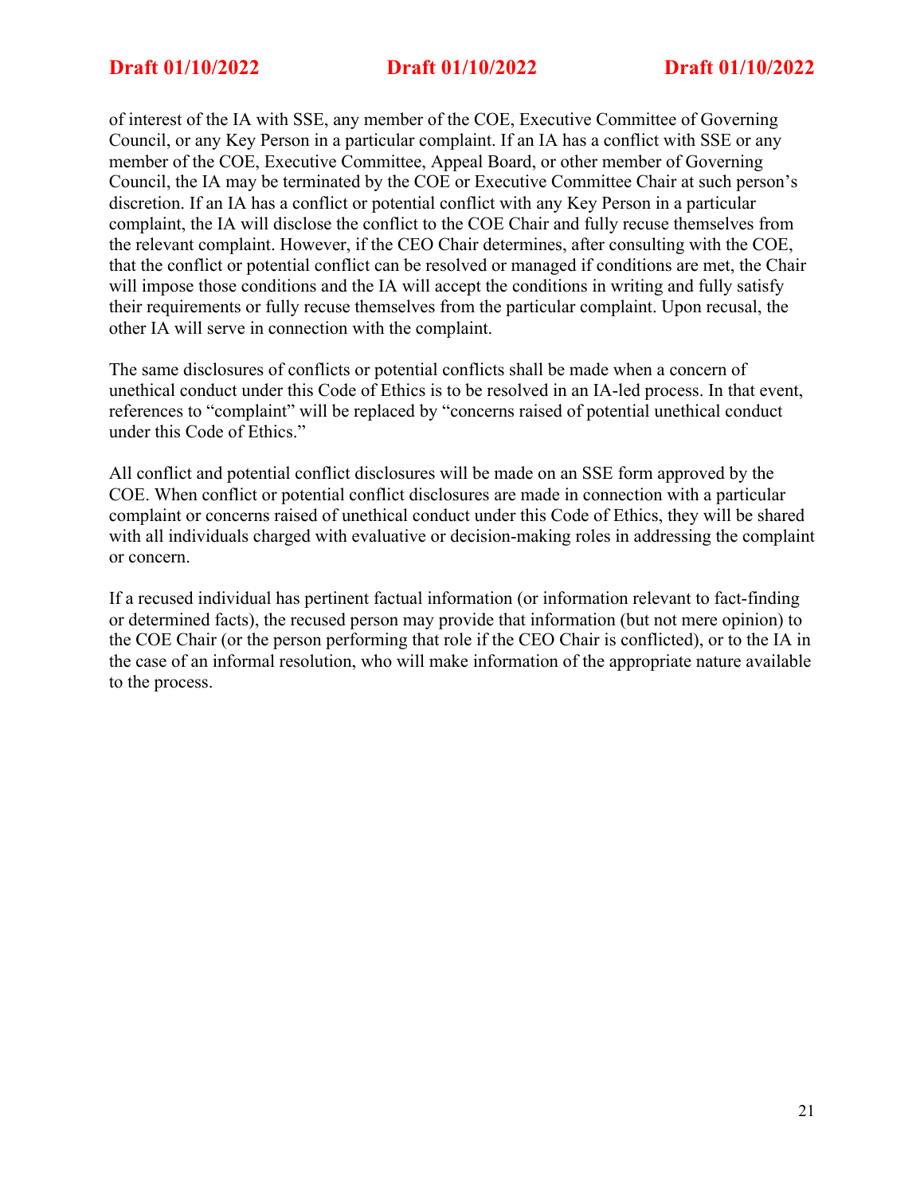of interest of the IA with SSE, any member of the COE, Executive Committee of Governing Council, or any Key Person in a particular complaint. If an IA has a conflict with SSE or any member of the COE, Executive Committee, Appeal Board, or other member of Governing Council, the IA may be terminated by the COE or Executive Committee Chair at such person's discretion. If an IA has a conflict or potential conflict with any Key Person in a particular complaint, the IA will disclose the conflict to the COE Chair and fully recuse themselves from the relevant complaint. However, if the CEO Chair determines, after consulting with the COE, that the conflict or potential conflict can be resolved or managed if conditions are met, the Chair will impose those conditions and the IA will accept the conditions in writing and fully satisfy their requirements or fully recuse themselves from the particular complaint. Upon recusal, the other IA will serve in connection with the complaint.

The same disclosures of conflicts or potential conflicts shall be made when a concern of unethical conduct under this Code of Ethics is to be resolved in an IA-led process. In that event, references to "complaint" will be replaced by "concerns raised of potential unethical conduct under this Code of Ethics."

All conflict and potential conflict disclosures will be made on an SSE form approved by the COE. When conflict or potential conflict disclosures are made in connection with a particular complaint or concerns raised of unethical conduct under this Code of Ethics, they will be shared with all individuals charged with evaluative or decision-making roles in addressing the complaint or concern.

If a recused individual has pertinent factual information (or information relevant to fact-finding or determined facts), the recused person may provide that information (but not mere opinion) to the COE Chair (or the person performing that role if the CEO Chair is conflicted), or to the IA in the case of an informal resolution, who will make information of the appropriate nature available to the process.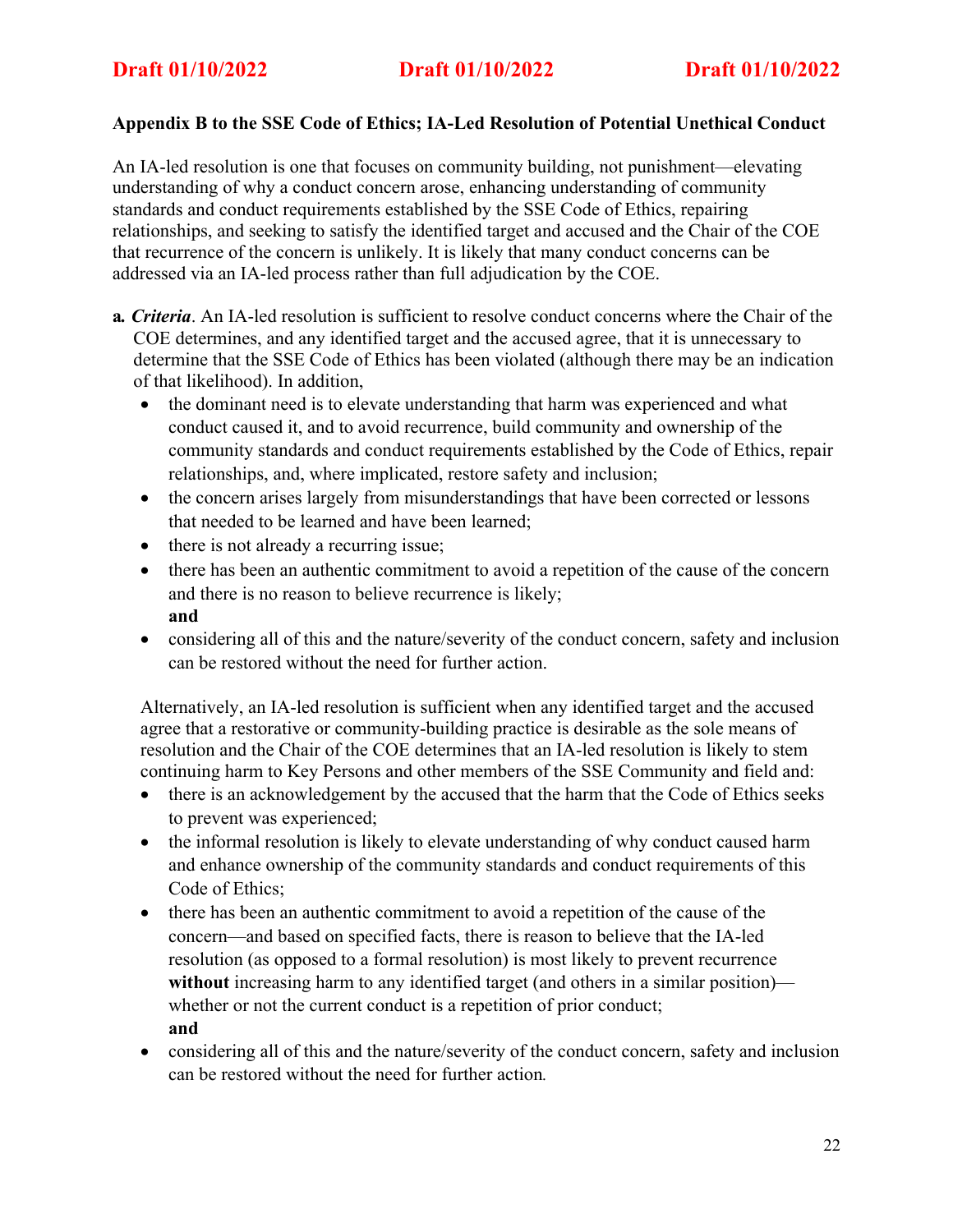**Appendix B to the SSE Code of Ethics; IA-Led Resolution of Potential Unethical Conduct**

An IA-led resolution is one that focuses on community building, not punishment—elevating understanding of why a conduct concern arose, enhancing understanding of community standards and conduct requirements established by the SSE Code of Ethics, repairing relationships, and seeking to satisfy the identified target and accused and the Chair of the COE that recurrence of the concern is unlikely. It is likely that many conduct concerns can be addressed via an IA-led process rather than full adjudication by the COE.

**a.** ***Criteria***. An IA-led resolution is sufficient to resolve conduct concerns where the Chair of the COE determines, and any identified target and the accused agree, that it is unnecessary to determine that the SSE Code of Ethics has been violated (although there may be an indication of that likelihood). In addition,

- the dominant need is to elevate understanding that harm was experienced and what conduct caused it, and to avoid recurrence, build community and ownership of the community standards and conduct requirements established by the Code of Ethics, repair relationships, and, where implicated, restore safety and inclusion;
- the concern arises largely from misunderstandings that have been corrected or lessons that needed to be learned and have been learned;
- there is not already a recurring issue;
- there has been an authentic commitment to avoid a repetition of the cause of the concern and there is no reason to believe recurrence is likely;
  **and**
- considering all of this and the nature/severity of the conduct concern, safety and inclusion can be restored without the need for further action.

Alternatively, an IA-led resolution is sufficient when any identified target and the accused agree that a restorative or community-building practice is desirable as the sole means of resolution and the Chair of the COE determines that an IA-led resolution is likely to stem continuing harm to Key Persons and other members of the SSE Community and field and:

- there is an acknowledgement by the accused that the harm that the Code of Ethics seeks to prevent was experienced;
- the informal resolution is likely to elevate understanding of why conduct caused harm and enhance ownership of the community standards and conduct requirements of this Code of Ethics;
- there has been an authentic commitment to avoid a repetition of the cause of the concern—and based on specified facts, there is reason to believe that the IA-led resolution (as opposed to a formal resolution) is most likely to prevent recurrence **without** increasing harm to any identified target (and others in a similar position)—whether or not the current conduct is a repetition of prior conduct;
  **and**
- considering all of this and the nature/severity of the conduct concern, safety and inclusion can be restored without the need for further action.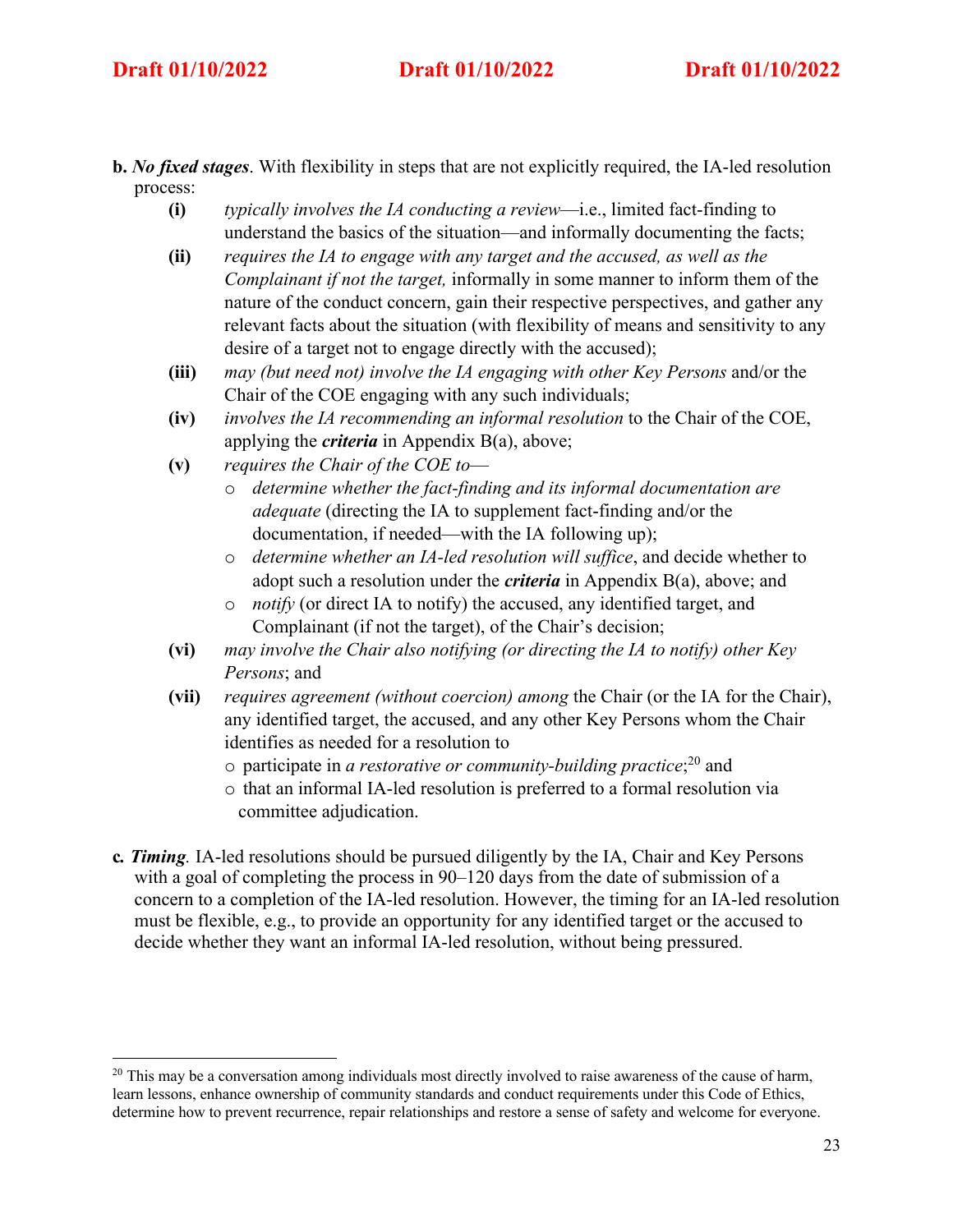**b.** ***No fixed stages***. With flexibility in steps that are not explicitly required, the IA-led resolution process:

- **(i)** *typically involves the IA conducting a review*—i.e., limited fact-finding to understand the basics of the situation—and informally documenting the facts;
- **(ii)** *requires the IA to engage with any target and the accused, as well as the Complainant if not the target,* informally in some manner to inform them of the nature of the conduct concern, gain their respective perspectives, and gather any relevant facts about the situation (with flexibility of means and sensitivity to any desire of a target not to engage directly with the accused);
- **(iii)** *may (but need not) involve the IA engaging with other Key Persons* and/or the Chair of the COE engaging with any such individuals;
- **(iv)** *involves the IA recommending an informal resolution* to the Chair of the COE, applying the ***criteria*** in Appendix B(a), above;
- **(v)** *requires the Chair of the COE to*—
  - *determine whether the fact-finding and its informal documentation are adequate* (directing the IA to supplement fact-finding and/or the documentation, if needed—with the IA following up);
  - *determine whether an IA-led resolution will suffice*, and decide whether to adopt such a resolution under the ***criteria*** in Appendix B(a), above; and
  - *notify* (or direct IA to notify) the accused, any identified target, and Complainant (if not the target), of the Chair's decision;
- **(vi)** *may involve the Chair also notifying (or directing the IA to notify) other Key Persons*; and
- **(vii)** *requires agreement (without coercion) among* the Chair (or the IA for the Chair), any identified target, the accused, and any other Key Persons whom the Chair identifies as needed for a resolution to
  - participate in *a restorative or community-building practice*;[20] and
  - that an informal IA-led resolution is preferred to a formal resolution via committee adjudication.

**c.** ***Timing***. IA-led resolutions should be pursued diligently by the IA, Chair and Key Persons with a goal of completing the process in 90–120 days from the date of submission of a concern to a completion of the IA-led resolution. However, the timing for an IA-led resolution must be flexible, e.g., to provide an opportunity for any identified target or the accused to decide whether they want an informal IA-led resolution, without being pressured.

---

[20] This may be a conversation among individuals most directly involved to raise awareness of the cause of harm, learn lessons, enhance ownership of community standards and conduct requirements under this Code of Ethics, determine how to prevent recurrence, repair relationships and restore a sense of safety and welcome for everyone.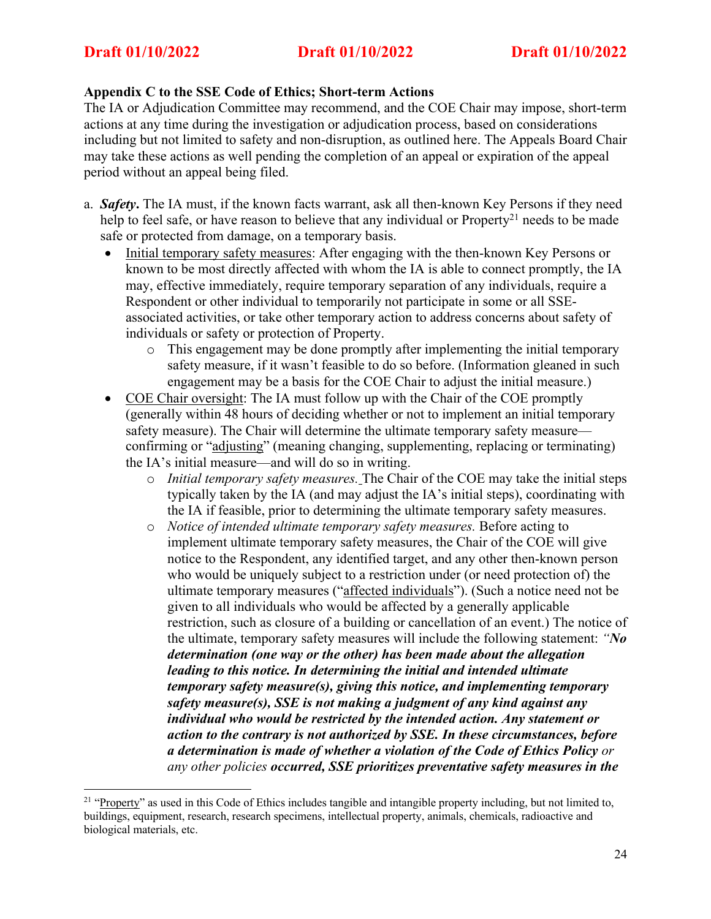**Draft 01/10/2022 Draft 01/10/2022 Draft 01/10/2022**

**Appendix C to the SSE Code of Ethics; Short-term Actions**

The IA or Adjudication Committee may recommend, and the COE Chair may impose, short-term actions at any time during the investigation or adjudication process, based on considerations including but not limited to safety and non-disruption, as outlined here. The Appeals Board Chair may take these actions as well pending the completion of an appeal or expiration of the appeal period without an appeal being filed.

a. ***Safety***. The IA must, if the known facts warrant, ask all then-known Key Persons if they need help to feel safe, or have reason to believe that any individual or Property[21] needs to be made safe or protected from damage, on a temporary basis.
   - Initial temporary safety measures: After engaging with the then-known Key Persons or known to be most directly affected with whom the IA is able to connect promptly, the IA may, effective immediately, require temporary separation of any individuals, require a Respondent or other individual to temporarily not participate in some or all SSE-associated activities, or take other temporary action to address concerns about safety of individuals or safety or protection of Property.
     - This engagement may be done promptly after implementing the initial temporary safety measure, if it wasn't feasible to do so before. (Information gleaned in such engagement may be a basis for the COE Chair to adjust the initial measure.)
   - COE Chair oversight: The IA must follow up with the Chair of the COE promptly (generally within 48 hours of deciding whether or not to implement an initial temporary safety measure). The Chair will determine the ultimate temporary safety measure—confirming or "adjusting" (meaning changing, supplementing, replacing or terminating) the IA's initial measure—and will do so in writing.
     - *Initial temporary safety measures.* The Chair of the COE may take the initial steps typically taken by the IA (and may adjust the IA's initial steps), coordinating with the IA if feasible, prior to determining the ultimate temporary safety measures.
     - *Notice of intended ultimate temporary safety measures.* Before acting to implement ultimate temporary safety measures, the Chair of the COE will give notice to the Respondent, any identified target, and any other then-known person who would be uniquely subject to a restriction under (or need protection of) the ultimate temporary measures ("affected individuals"). (Such a notice need not be given to all individuals who would be affected by a generally applicable restriction, such as closure of a building or cancellation of an event.) The notice of the ultimate, temporary safety measures will include the following statement: *"**No determination (one way or the other) has been made about the allegation leading to this notice. In determining the initial and intended ultimate temporary safety measure(s), giving this notice, and implementing temporary safety measure(s), SSE is not making a judgment of any kind against any individual who would be restricted by the intended action. Any statement or action to the contrary is not authorized by SSE. In these circumstances, before a determination is made of whether a violation of the Code of Ethics Policy** or any other policies **occurred, SSE prioritizes preventative safety measures in the***

[21] "Property" as used in this Code of Ethics includes tangible and intangible property including, but not limited to, buildings, equipment, research, research specimens, intellectual property, animals, chemicals, radioactive and biological materials, etc.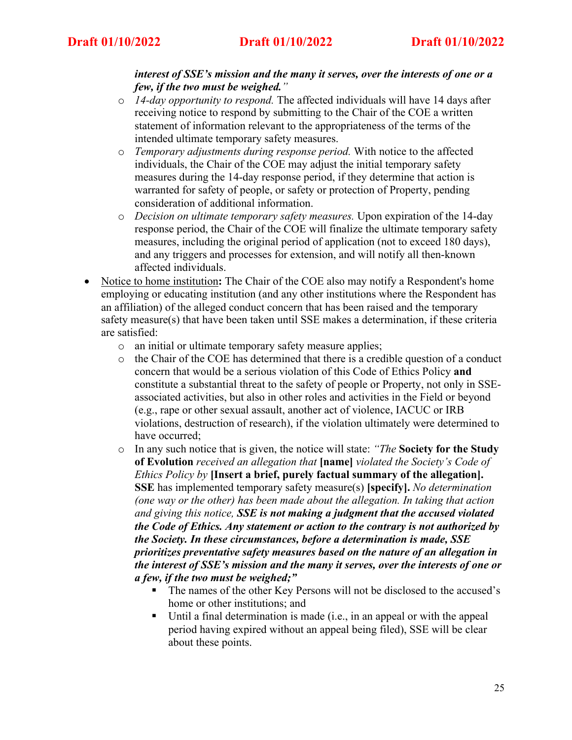***interest of SSE's mission and the many it serves, over the interests of one or a few, if the two must be weighed.****"*

- *14-day opportunity to respond.* The affected individuals will have 14 days after receiving notice to respond by submitting to the Chair of the COE a written statement of information relevant to the appropriateness of the terms of the intended ultimate temporary safety measures.
- *Temporary adjustments during response period.* With notice to the affected individuals, the Chair of the COE may adjust the initial temporary safety measures during the 14-day response period, if they determine that action is warranted for safety of people, or safety or protection of Property, pending consideration of additional information.
- *Decision on ultimate temporary safety measures.* Upon expiration of the 14-day response period, the Chair of the COE will finalize the ultimate temporary safety measures, including the original period of application (not to exceed 180 days), and any triggers and processes for extension, and will notify all then-known affected individuals.

- Notice to home institution**:** The Chair of the COE also may notify a Respondent's home employing or educating institution (and any other institutions where the Respondent has an affiliation) of the alleged conduct concern that has been raised and the temporary safety measure(s) that have been taken until SSE makes a determination, if these criteria are satisfied:
  - an initial or ultimate temporary safety measure applies;
  - the Chair of the COE has determined that there is a credible question of a conduct concern that would be a serious violation of this Code of Ethics Policy **and** constitute a substantial threat to the safety of people or Property, not only in SSE-associated activities, but also in other roles and activities in the Field or beyond (e.g., rape or other sexual assault, another act of violence, IACUC or IRB violations, destruction of research), if the violation ultimately were determined to have occurred;
  - In any such notice that is given, the notice will state: *"The* **Society for the Study of Evolution** *received an allegation that* **[name]** *violated the Society's Code of Ethics Policy by* **[Insert a brief, purely factual summary of the allegation]. SSE** has implemented temporary safety measure(s) **[specify].** *No determination (one way or the other) has been made about the allegation. In taking that action and giving this notice,* ***SSE is not making a judgment that the accused violated the Code of Ethics. Any statement or action to the contrary is not authorized by the Society. In these circumstances, before a determination is made, SSE prioritizes preventative safety measures based on the nature of an allegation in the interest of SSE's mission and the many it serves, over the interests of one or a few, if the two must be weighed;"***
    - The names of the other Key Persons will not be disclosed to the accused's home or other institutions; and
    - Until a final determination is made (i.e., in an appeal or with the appeal period having expired without an appeal being filed), SSE will be clear about these points.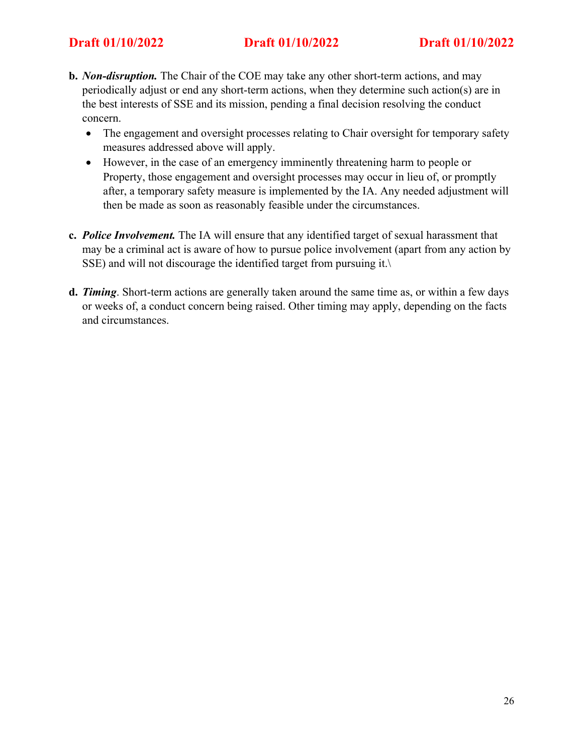**b.** ***Non-disruption.*** The Chair of the COE may take any other short-term actions, and may periodically adjust or end any short-term actions, when they determine such action(s) are in the best interests of SSE and its mission, pending a final decision resolving the conduct concern.

- The engagement and oversight processes relating to Chair oversight for temporary safety measures addressed above will apply.
- However, in the case of an emergency imminently threatening harm to people or Property, those engagement and oversight processes may occur in lieu of, or promptly after, a temporary safety measure is implemented by the IA. Any needed adjustment will then be made as soon as reasonably feasible under the circumstances.

**c.** ***Police Involvement.*** The IA will ensure that any identified target of sexual harassment that may be a criminal act is aware of how to pursue police involvement (apart from any action by SSE) and will not discourage the identified target from pursuing it.\

**d.** ***Timing***. Short-term actions are generally taken around the same time as, or within a few days or weeks of, a conduct concern being raised. Other timing may apply, depending on the facts and circumstances.